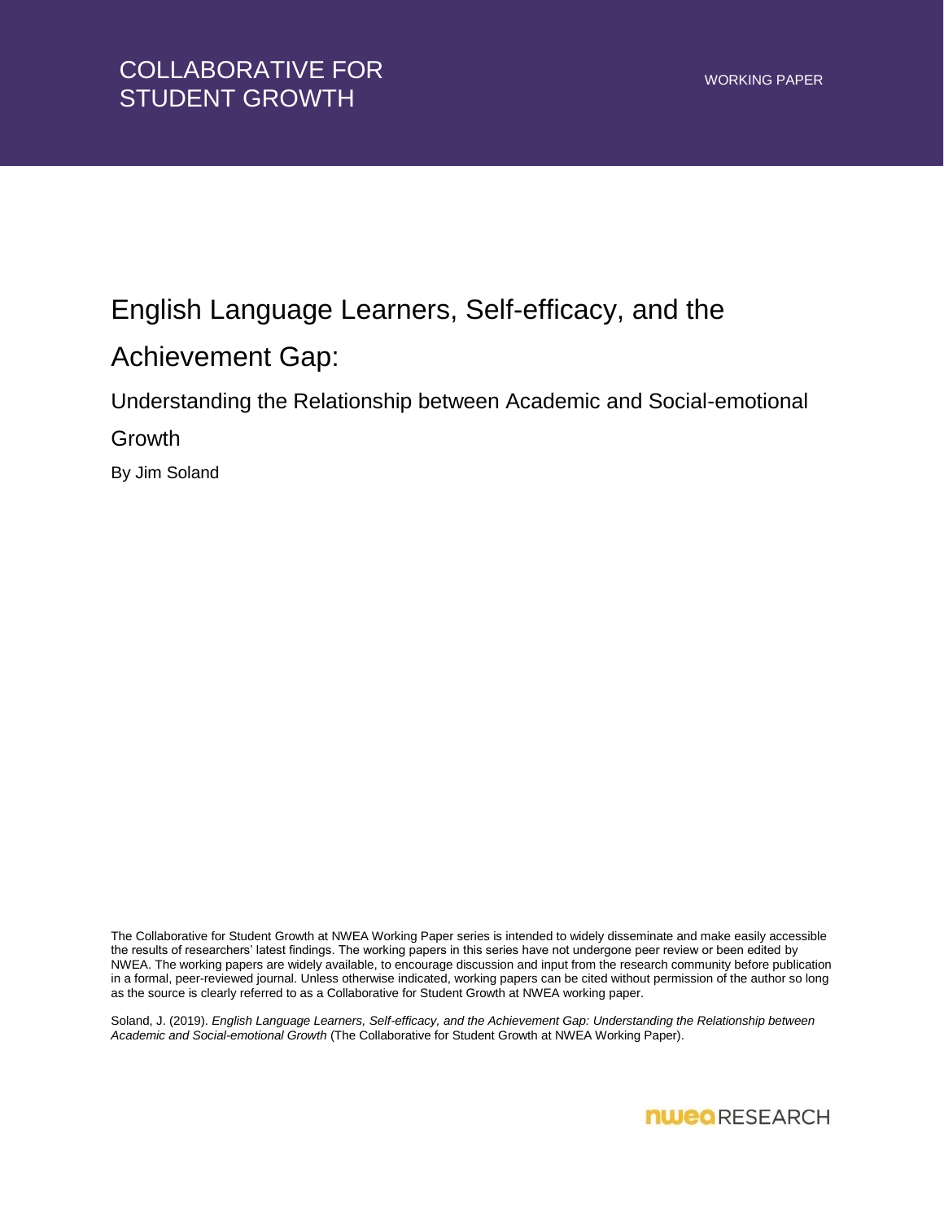COLLABORATIVE FOR STUDENT GROWTH

WORKING PAPER

# English Language Learners, Self-efficacy, and the Achievement Gap:

## Understanding the Relationship between Academic and Social-emotional Growth

By Jim Soland

The Collaborative for Student Growth at NWEA Working Paper series is intended to widely disseminate and make easily accessible the results of researchers' latest findings. The working papers in this series have not undergone peer review or been edited by NWEA. The working papers are widely available, to encourage discussion and input from the research community before publication in a formal, peer-reviewed journal. Unless otherwise indicated, working papers can be cited without permission of the author so long as the source is clearly referred to as a Collaborative for Student Growth at NWEA working paper.

Soland, J. (2019). *English Language Learners, Self-efficacy, and the Achievement Gap: Understanding the Relationship between Academic and Social-emotional Growth* (The Collaborative for Student Growth at NWEA Working Paper).

NWEA RESEARCH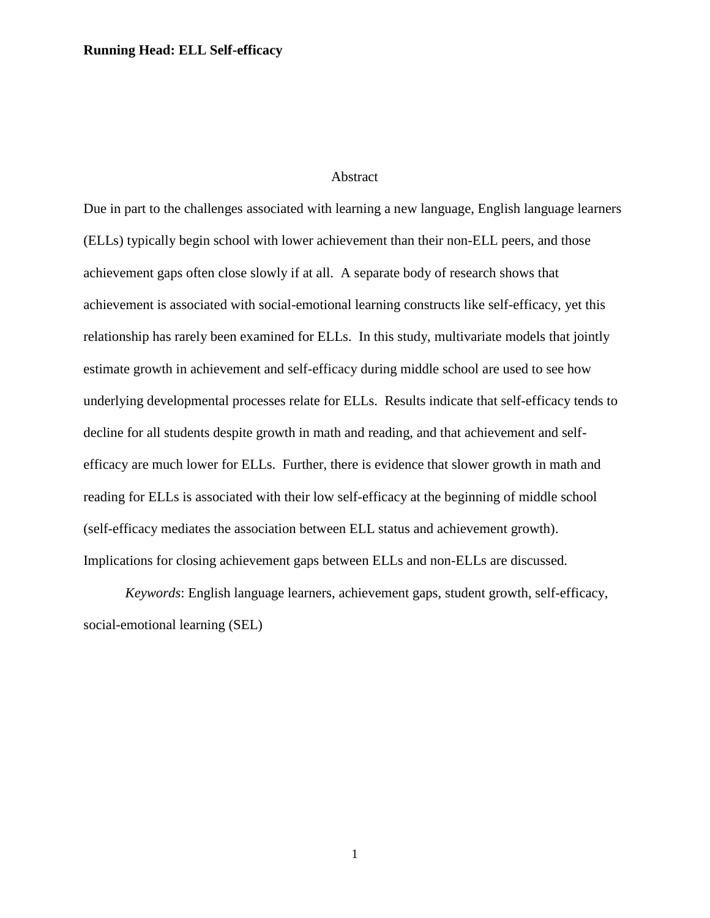## Abstract

Due in part to the challenges associated with learning a new language, English language learners (ELLs) typically begin school with lower achievement than their non-ELL peers, and those achievement gaps often close slowly if at all. A separate body of research shows that achievement is associated with social-emotional learning constructs like self-efficacy, yet this relationship has rarely been examined for ELLs. In this study, multivariate models that jointly estimate growth in achievement and self-efficacy during middle school are used to see how underlying developmental processes relate for ELLs. Results indicate that self-efficacy tends to decline for all students despite growth in math and reading, and that achievement and self-efficacy are much lower for ELLs. Further, there is evidence that slower growth in math and reading for ELLs is associated with their low self-efficacy at the beginning of middle school (self-efficacy mediates the association between ELL status and achievement growth). Implications for closing achievement gaps between ELLs and non-ELLs are discussed.

*Keywords*: English language learners, achievement gaps, student growth, self-efficacy, social-emotional learning (SEL)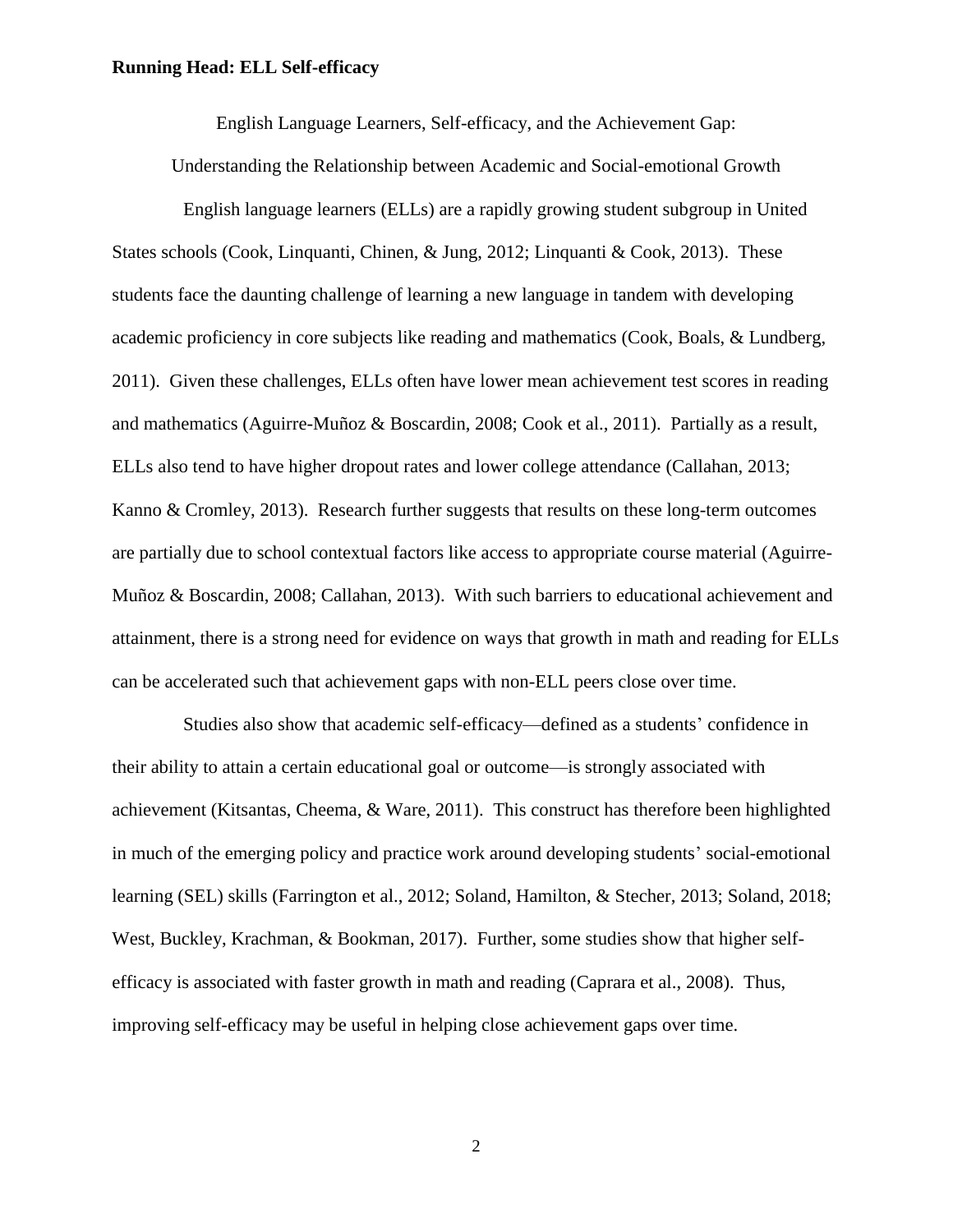English Language Learners, Self-efficacy, and the Achievement Gap:

Understanding the Relationship between Academic and Social-emotional Growth

English language learners (ELLs) are a rapidly growing student subgroup in United States schools (Cook, Linquanti, Chinen, & Jung, 2012; Linquanti & Cook, 2013). These students face the daunting challenge of learning a new language in tandem with developing academic proficiency in core subjects like reading and mathematics (Cook, Boals, & Lundberg, 2011). Given these challenges, ELLs often have lower mean achievement test scores in reading and mathematics (Aguirre-Muñoz & Boscardin, 2008; Cook et al., 2011). Partially as a result, ELLs also tend to have higher dropout rates and lower college attendance (Callahan, 2013; Kanno & Cromley, 2013). Research further suggests that results on these long-term outcomes are partially due to school contextual factors like access to appropriate course material (Aguirre-Muñoz & Boscardin, 2008; Callahan, 2013). With such barriers to educational achievement and attainment, there is a strong need for evidence on ways that growth in math and reading for ELLs can be accelerated such that achievement gaps with non-ELL peers close over time.

Studies also show that academic self-efficacy—defined as a students' confidence in their ability to attain a certain educational goal or outcome—is strongly associated with achievement (Kitsantas, Cheema, & Ware, 2011). This construct has therefore been highlighted in much of the emerging policy and practice work around developing students' social-emotional learning (SEL) skills (Farrington et al., 2012; Soland, Hamilton, & Stecher, 2013; Soland, 2018; West, Buckley, Krachman, & Bookman, 2017). Further, some studies show that higher self-efficacy is associated with faster growth in math and reading (Caprara et al., 2008). Thus, improving self-efficacy may be useful in helping close achievement gaps over time.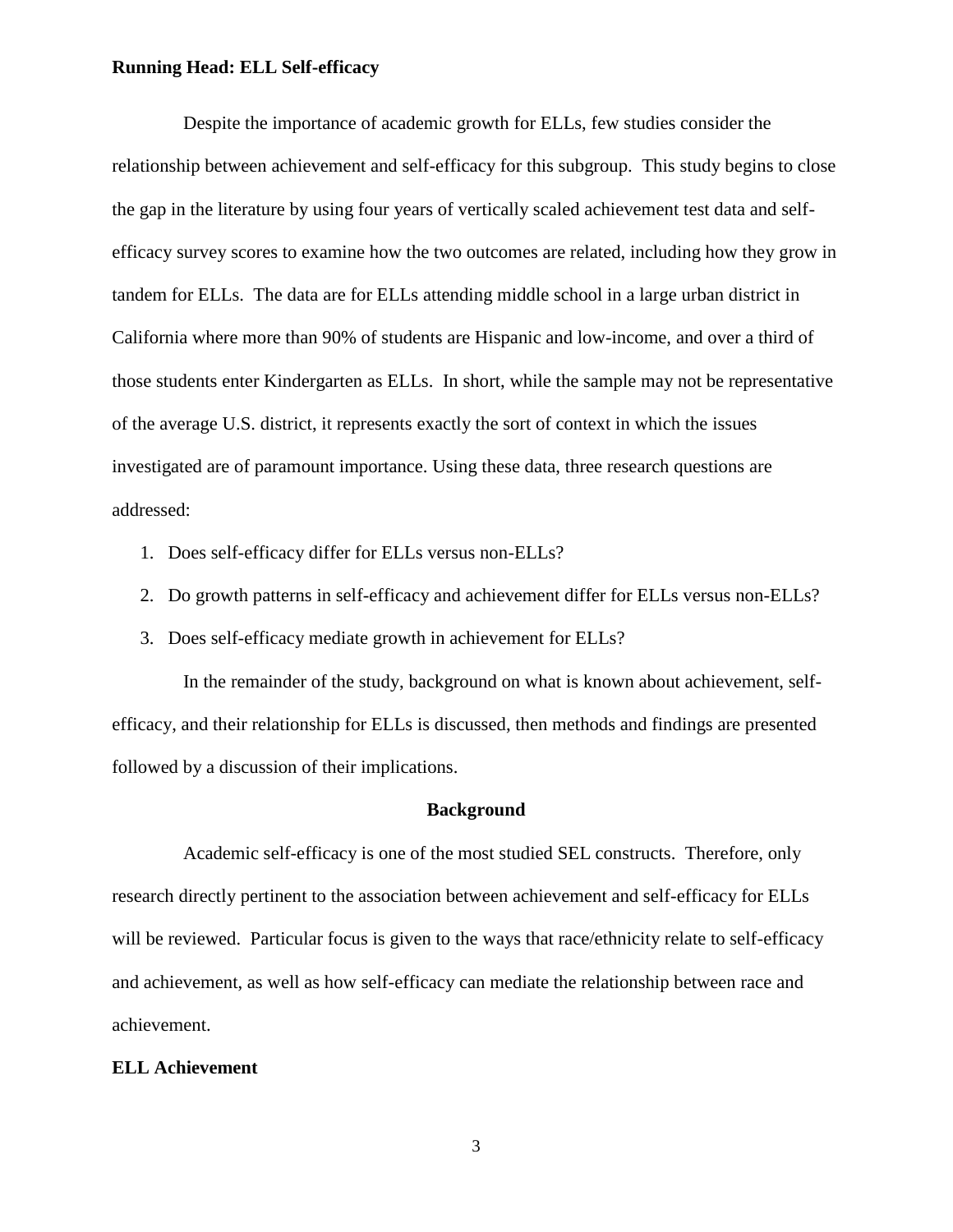Despite the importance of academic growth for ELLs, few studies consider the relationship between achievement and self-efficacy for this subgroup. This study begins to close the gap in the literature by using four years of vertically scaled achievement test data and self-efficacy survey scores to examine how the two outcomes are related, including how they grow in tandem for ELLs. The data are for ELLs attending middle school in a large urban district in California where more than 90% of students are Hispanic and low-income, and over a third of those students enter Kindergarten as ELLs. In short, while the sample may not be representative of the average U.S. district, it represents exactly the sort of context in which the issues investigated are of paramount importance. Using these data, three research questions are addressed:

1. Does self-efficacy differ for ELLs versus non-ELLs?
2. Do growth patterns in self-efficacy and achievement differ for ELLs versus non-ELLs?
3. Does self-efficacy mediate growth in achievement for ELLs?

In the remainder of the study, background on what is known about achievement, self-efficacy, and their relationship for ELLs is discussed, then methods and findings are presented followed by a discussion of their implications.

## Background

Academic self-efficacy is one of the most studied SEL constructs. Therefore, only research directly pertinent to the association between achievement and self-efficacy for ELLs will be reviewed. Particular focus is given to the ways that race/ethnicity relate to self-efficacy and achievement, as well as how self-efficacy can mediate the relationship between race and achievement.

### ELL Achievement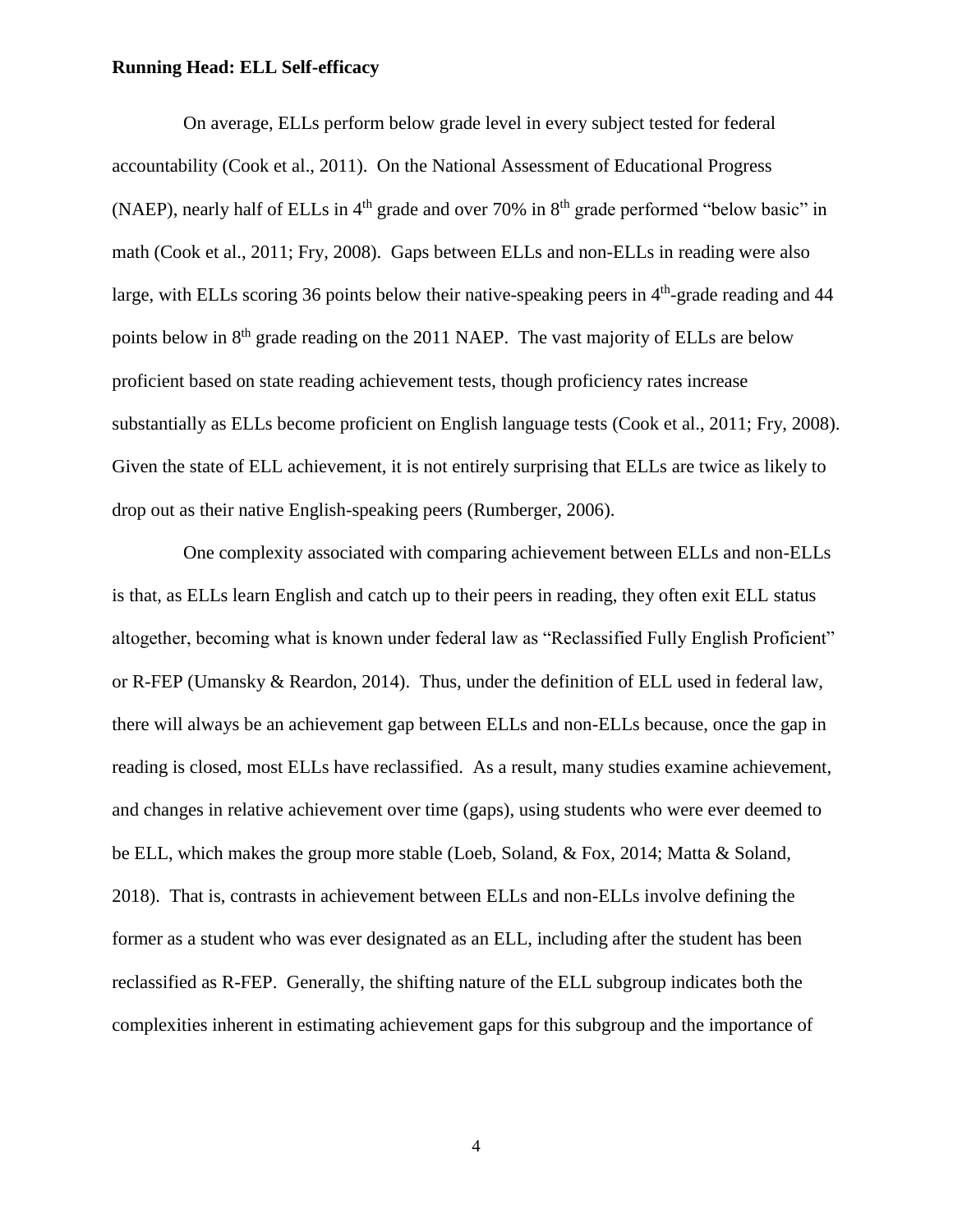On average, ELLs perform below grade level in every subject tested for federal accountability (Cook et al., 2011). On the National Assessment of Educational Progress (NAEP), nearly half of ELLs in 4th grade and over 70% in 8th grade performed "below basic" in math (Cook et al., 2011; Fry, 2008). Gaps between ELLs and non-ELLs in reading were also large, with ELLs scoring 36 points below their native-speaking peers in 4th-grade reading and 44 points below in 8th grade reading on the 2011 NAEP. The vast majority of ELLs are below proficient based on state reading achievement tests, though proficiency rates increase substantially as ELLs become proficient on English language tests (Cook et al., 2011; Fry, 2008). Given the state of ELL achievement, it is not entirely surprising that ELLs are twice as likely to drop out as their native English-speaking peers (Rumberger, 2006).

One complexity associated with comparing achievement between ELLs and non-ELLs is that, as ELLs learn English and catch up to their peers in reading, they often exit ELL status altogether, becoming what is known under federal law as "Reclassified Fully English Proficient" or R-FEP (Umansky & Reardon, 2014). Thus, under the definition of ELL used in federal law, there will always be an achievement gap between ELLs and non-ELLs because, once the gap in reading is closed, most ELLs have reclassified. As a result, many studies examine achievement, and changes in relative achievement over time (gaps), using students who were ever deemed to be ELL, which makes the group more stable (Loeb, Soland, & Fox, 2014; Matta & Soland, 2018). That is, contrasts in achievement between ELLs and non-ELLs involve defining the former as a student who was ever designated as an ELL, including after the student has been reclassified as R-FEP. Generally, the shifting nature of the ELL subgroup indicates both the complexities inherent in estimating achievement gaps for this subgroup and the importance of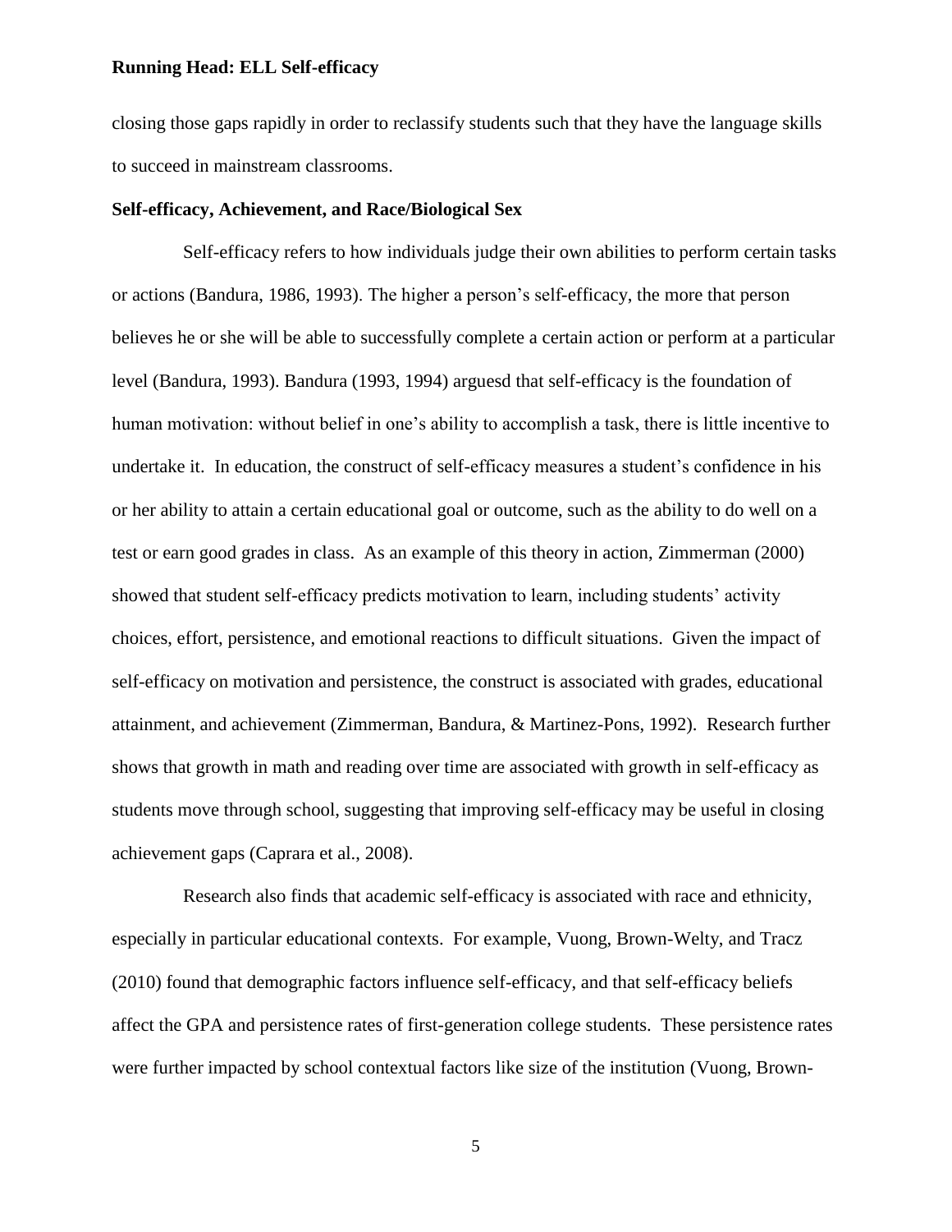closing those gaps rapidly in order to reclassify students such that they have the language skills to succeed in mainstream classrooms.

**Self-efficacy, Achievement, and Race/Biological Sex**

Self-efficacy refers to how individuals judge their own abilities to perform certain tasks or actions (Bandura, 1986, 1993). The higher a person's self-efficacy, the more that person believes he or she will be able to successfully complete a certain action or perform at a particular level (Bandura, 1993). Bandura (1993, 1994) arguesd that self-efficacy is the foundation of human motivation: without belief in one's ability to accomplish a task, there is little incentive to undertake it. In education, the construct of self-efficacy measures a student's confidence in his or her ability to attain a certain educational goal or outcome, such as the ability to do well on a test or earn good grades in class. As an example of this theory in action, Zimmerman (2000) showed that student self-efficacy predicts motivation to learn, including students' activity choices, effort, persistence, and emotional reactions to difficult situations. Given the impact of self-efficacy on motivation and persistence, the construct is associated with grades, educational attainment, and achievement (Zimmerman, Bandura, & Martinez-Pons, 1992). Research further shows that growth in math and reading over time are associated with growth in self-efficacy as students move through school, suggesting that improving self-efficacy may be useful in closing achievement gaps (Caprara et al., 2008).

Research also finds that academic self-efficacy is associated with race and ethnicity, especially in particular educational contexts. For example, Vuong, Brown-Welty, and Tracz (2010) found that demographic factors influence self-efficacy, and that self-efficacy beliefs affect the GPA and persistence rates of first-generation college students. These persistence rates were further impacted by school contextual factors like size of the institution (Vuong, Brown-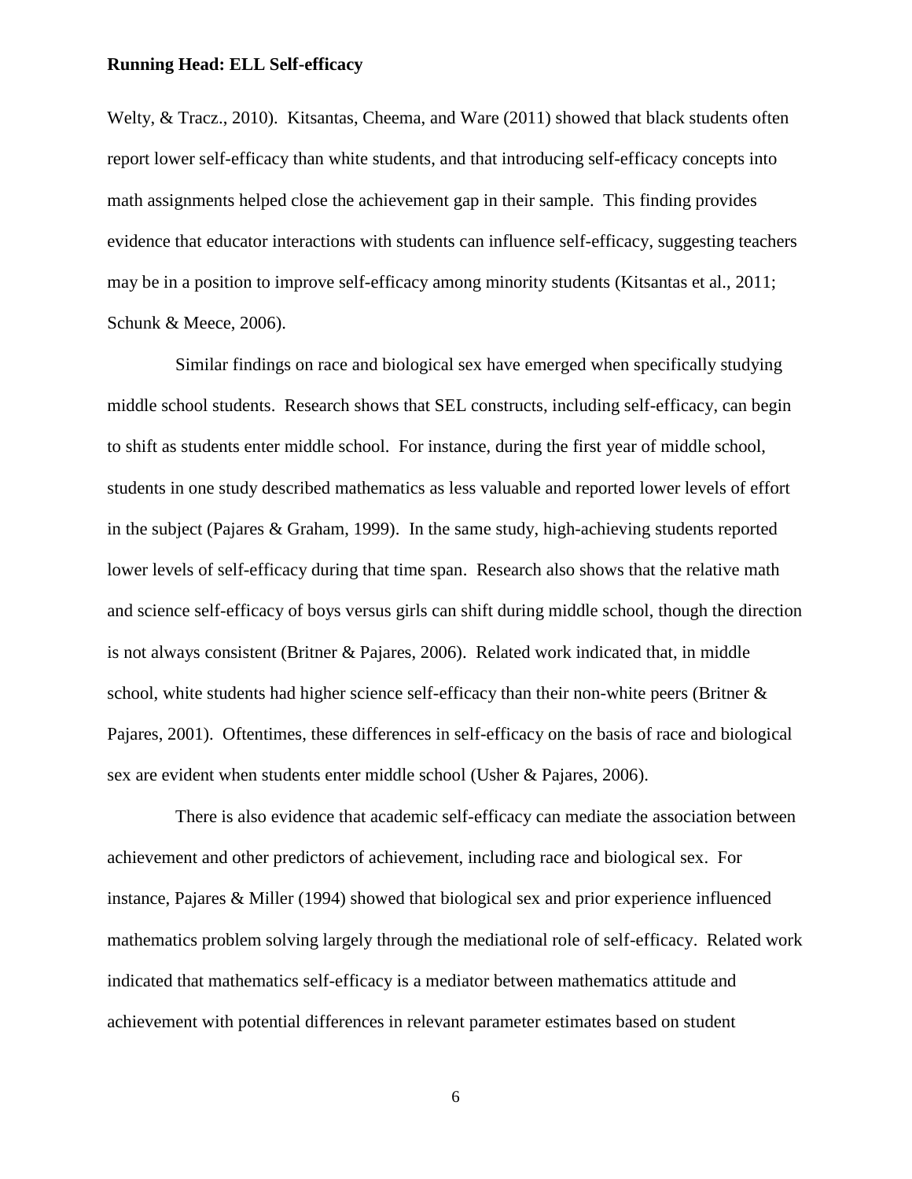Welty, & Tracz., 2010). Kitsantas, Cheema, and Ware (2011) showed that black students often report lower self-efficacy than white students, and that introducing self-efficacy concepts into math assignments helped close the achievement gap in their sample. This finding provides evidence that educator interactions with students can influence self-efficacy, suggesting teachers may be in a position to improve self-efficacy among minority students (Kitsantas et al., 2011; Schunk & Meece, 2006).

Similar findings on race and biological sex have emerged when specifically studying middle school students. Research shows that SEL constructs, including self-efficacy, can begin to shift as students enter middle school. For instance, during the first year of middle school, students in one study described mathematics as less valuable and reported lower levels of effort in the subject (Pajares & Graham, 1999). In the same study, high-achieving students reported lower levels of self-efficacy during that time span. Research also shows that the relative math and science self-efficacy of boys versus girls can shift during middle school, though the direction is not always consistent (Britner & Pajares, 2006). Related work indicated that, in middle school, white students had higher science self-efficacy than their non-white peers (Britner & Pajares, 2001). Oftentimes, these differences in self-efficacy on the basis of race and biological sex are evident when students enter middle school (Usher & Pajares, 2006).

There is also evidence that academic self-efficacy can mediate the association between achievement and other predictors of achievement, including race and biological sex. For instance, Pajares & Miller (1994) showed that biological sex and prior experience influenced mathematics problem solving largely through the mediational role of self-efficacy. Related work indicated that mathematics self-efficacy is a mediator between mathematics attitude and achievement with potential differences in relevant parameter estimates based on student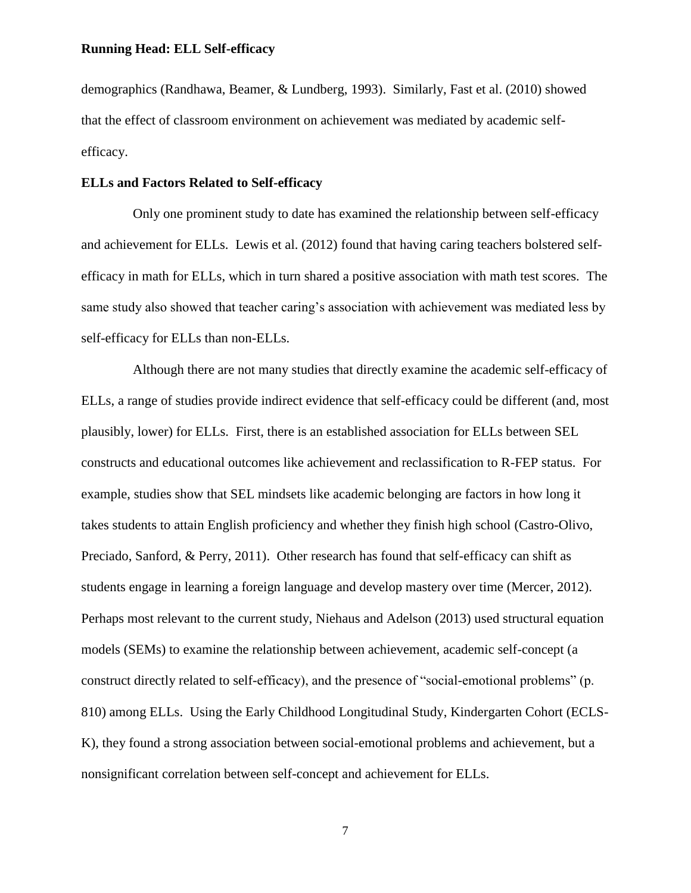demographics (Randhawa, Beamer, & Lundberg, 1993). Similarly, Fast et al. (2010) showed that the effect of classroom environment on achievement was mediated by academic self-efficacy.

**ELLs and Factors Related to Self-efficacy**

Only one prominent study to date has examined the relationship between self-efficacy and achievement for ELLs. Lewis et al. (2012) found that having caring teachers bolstered self-efficacy in math for ELLs, which in turn shared a positive association with math test scores. The same study also showed that teacher caring's association with achievement was mediated less by self-efficacy for ELLs than non-ELLs.

Although there are not many studies that directly examine the academic self-efficacy of ELLs, a range of studies provide indirect evidence that self-efficacy could be different (and, most plausibly, lower) for ELLs. First, there is an established association for ELLs between SEL constructs and educational outcomes like achievement and reclassification to R-FEP status. For example, studies show that SEL mindsets like academic belonging are factors in how long it takes students to attain English proficiency and whether they finish high school (Castro-Olivo, Preciado, Sanford, & Perry, 2011). Other research has found that self-efficacy can shift as students engage in learning a foreign language and develop mastery over time (Mercer, 2012). Perhaps most relevant to the current study, Niehaus and Adelson (2013) used structural equation models (SEMs) to examine the relationship between achievement, academic self-concept (a construct directly related to self-efficacy), and the presence of "social-emotional problems" (p. 810) among ELLs. Using the Early Childhood Longitudinal Study, Kindergarten Cohort (ECLS-K), they found a strong association between social-emotional problems and achievement, but a nonsignificant correlation between self-concept and achievement for ELLs.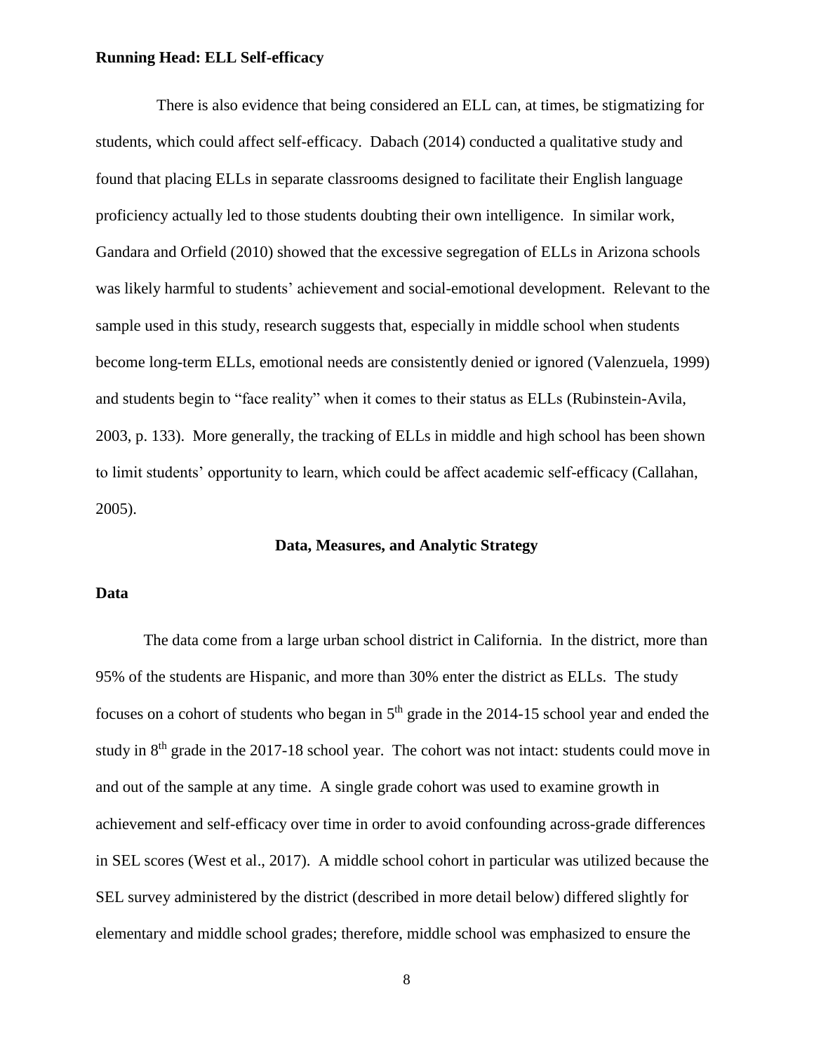There is also evidence that being considered an ELL can, at times, be stigmatizing for students, which could affect self-efficacy. Dabach (2014) conducted a qualitative study and found that placing ELLs in separate classrooms designed to facilitate their English language proficiency actually led to those students doubting their own intelligence. In similar work, Gandara and Orfield (2010) showed that the excessive segregation of ELLs in Arizona schools was likely harmful to students' achievement and social-emotional development. Relevant to the sample used in this study, research suggests that, especially in middle school when students become long-term ELLs, emotional needs are consistently denied or ignored (Valenzuela, 1999) and students begin to "face reality" when it comes to their status as ELLs (Rubinstein-Avila, 2003, p. 133). More generally, the tracking of ELLs in middle and high school has been shown to limit students' opportunity to learn, which could be affect academic self-efficacy (Callahan, 2005).

## Data, Measures, and Analytic Strategy

### Data

The data come from a large urban school district in California. In the district, more than 95% of the students are Hispanic, and more than 30% enter the district as ELLs. The study focuses on a cohort of students who began in 5th grade in the 2014-15 school year and ended the study in 8th grade in the 2017-18 school year. The cohort was not intact: students could move in and out of the sample at any time. A single grade cohort was used to examine growth in achievement and self-efficacy over time in order to avoid confounding across-grade differences in SEL scores (West et al., 2017). A middle school cohort in particular was utilized because the SEL survey administered by the district (described in more detail below) differed slightly for elementary and middle school grades; therefore, middle school was emphasized to ensure the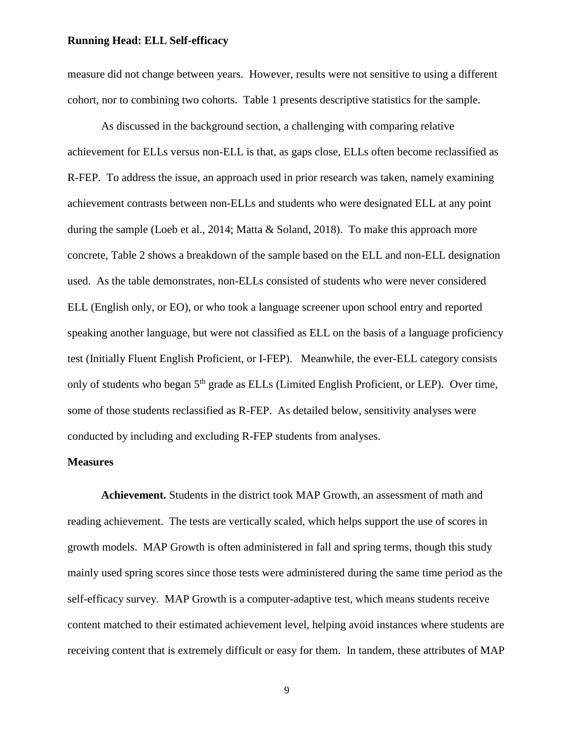measure did not change between years. However, results were not sensitive to using a different cohort, nor to combining two cohorts. Table 1 presents descriptive statistics for the sample.

As discussed in the background section, a challenging with comparing relative achievement for ELLs versus non-ELL is that, as gaps close, ELLs often become reclassified as R-FEP. To address the issue, an approach used in prior research was taken, namely examining achievement contrasts between non-ELLs and students who were designated ELL at any point during the sample (Loeb et al., 2014; Matta & Soland, 2018). To make this approach more concrete, Table 2 shows a breakdown of the sample based on the ELL and non-ELL designation used. As the table demonstrates, non-ELLs consisted of students who were never considered ELL (English only, or EO), or who took a language screener upon school entry and reported speaking another language, but were not classified as ELL on the basis of a language proficiency test (Initially Fluent English Proficient, or I-FEP). Meanwhile, the ever-ELL category consists only of students who began 5th grade as ELLs (Limited English Proficient, or LEP). Over time, some of those students reclassified as R-FEP. As detailed below, sensitivity analyses were conducted by including and excluding R-FEP students from analyses.

### Measures

**Achievement.** Students in the district took MAP Growth, an assessment of math and reading achievement. The tests are vertically scaled, which helps support the use of scores in growth models. MAP Growth is often administered in fall and spring terms, though this study mainly used spring scores since those tests were administered during the same time period as the self-efficacy survey. MAP Growth is a computer-adaptive test, which means students receive content matched to their estimated achievement level, helping avoid instances where students are receiving content that is extremely difficult or easy for them. In tandem, these attributes of MAP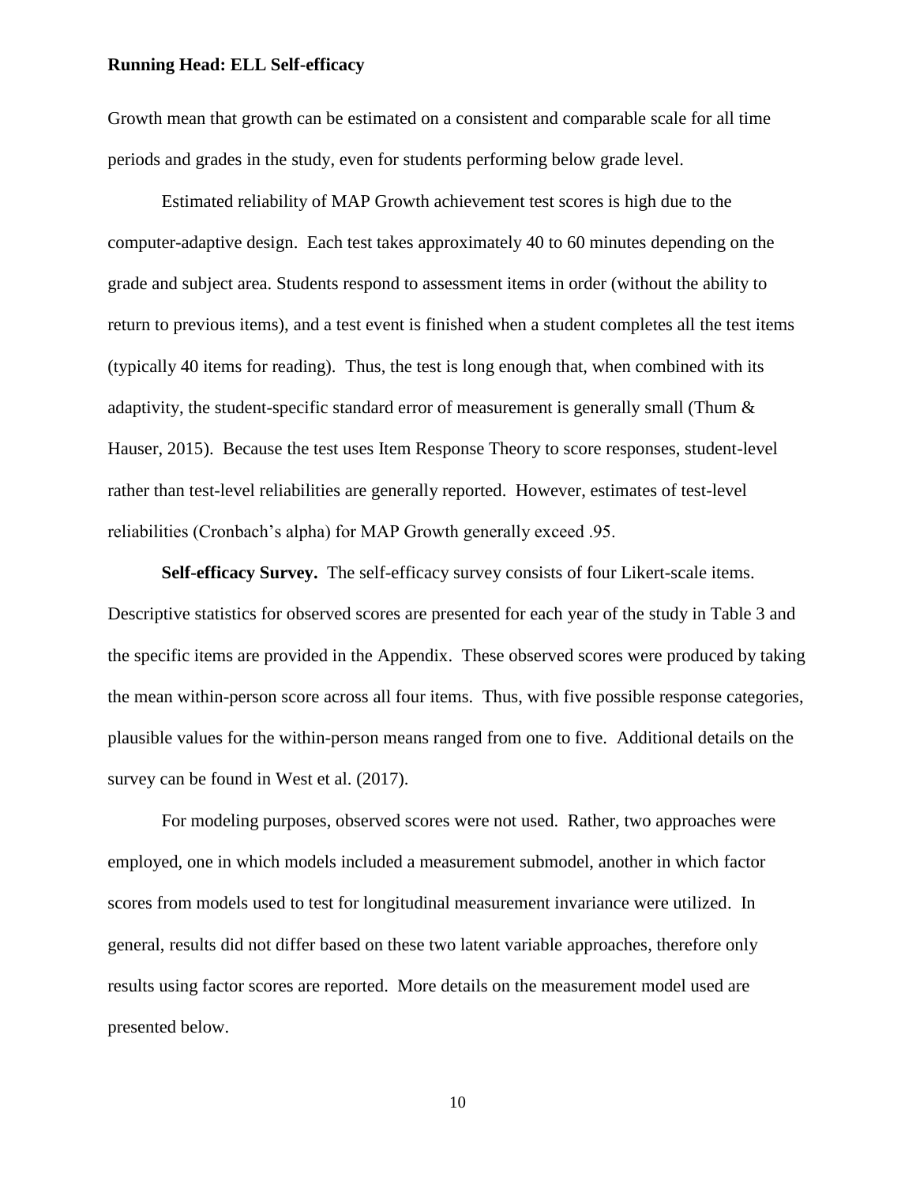Growth mean that growth can be estimated on a consistent and comparable scale for all time periods and grades in the study, even for students performing below grade level.

Estimated reliability of MAP Growth achievement test scores is high due to the computer-adaptive design. Each test takes approximately 40 to 60 minutes depending on the grade and subject area. Students respond to assessment items in order (without the ability to return to previous items), and a test event is finished when a student completes all the test items (typically 40 items for reading). Thus, the test is long enough that, when combined with its adaptivity, the student-specific standard error of measurement is generally small (Thum & Hauser, 2015). Because the test uses Item Response Theory to score responses, student-level rather than test-level reliabilities are generally reported. However, estimates of test-level reliabilities (Cronbach's alpha) for MAP Growth generally exceed .95.

**Self-efficacy Survey.** The self-efficacy survey consists of four Likert-scale items. Descriptive statistics for observed scores are presented for each year of the study in Table 3 and the specific items are provided in the Appendix. These observed scores were produced by taking the mean within-person score across all four items. Thus, with five possible response categories, plausible values for the within-person means ranged from one to five. Additional details on the survey can be found in West et al. (2017).

For modeling purposes, observed scores were not used. Rather, two approaches were employed, one in which models included a measurement submodel, another in which factor scores from models used to test for longitudinal measurement invariance were utilized. In general, results did not differ based on these two latent variable approaches, therefore only results using factor scores are reported. More details on the measurement model used are presented below.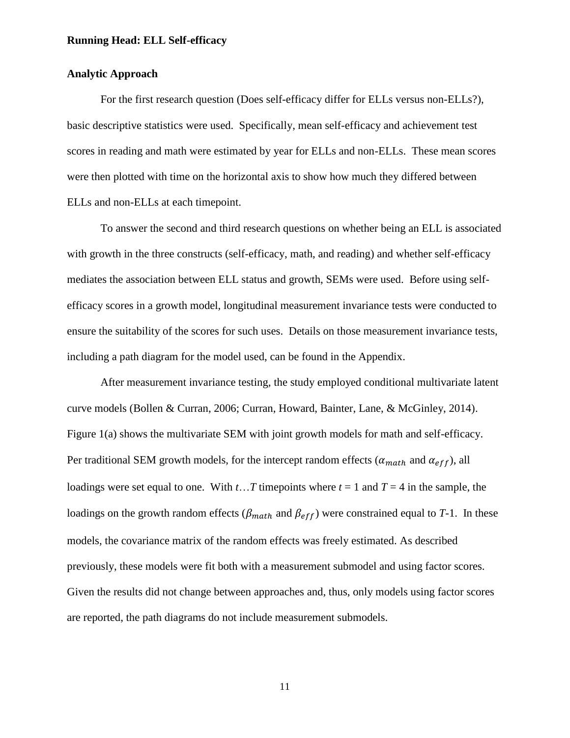## Analytic Approach

For the first research question (Does self-efficacy differ for ELLs versus non-ELLs?), basic descriptive statistics were used. Specifically, mean self-efficacy and achievement test scores in reading and math were estimated by year for ELLs and non-ELLs. These mean scores were then plotted with time on the horizontal axis to show how much they differed between ELLs and non-ELLs at each timepoint.

To answer the second and third research questions on whether being an ELL is associated with growth in the three constructs (self-efficacy, math, and reading) and whether self-efficacy mediates the association between ELL status and growth, SEMs were used. Before using self-efficacy scores in a growth model, longitudinal measurement invariance tests were conducted to ensure the suitability of the scores for such uses. Details on those measurement invariance tests, including a path diagram for the model used, can be found in the Appendix.

After measurement invariance testing, the study employed conditional multivariate latent curve models (Bollen & Curran, 2006; Curran, Howard, Bainter, Lane, & McGinley, 2014). Figure 1(a) shows the multivariate SEM with joint growth models for math and self-efficacy. Per traditional SEM growth models, for the intercept random effects ($\alpha_{math}$ and $\alpha_{eff}$), all loadings were set equal to one. With $t \ldots T$ timepoints where $t = 1$ and $T = 4$ in the sample, the loadings on the growth random effects ($\beta_{math}$ and $\beta_{eff}$) were constrained equal to $T$-1. In these models, the covariance matrix of the random effects was freely estimated. As described previously, these models were fit both with a measurement submodel and using factor scores. Given the results did not change between approaches and, thus, only models using factor scores are reported, the path diagrams do not include measurement submodels.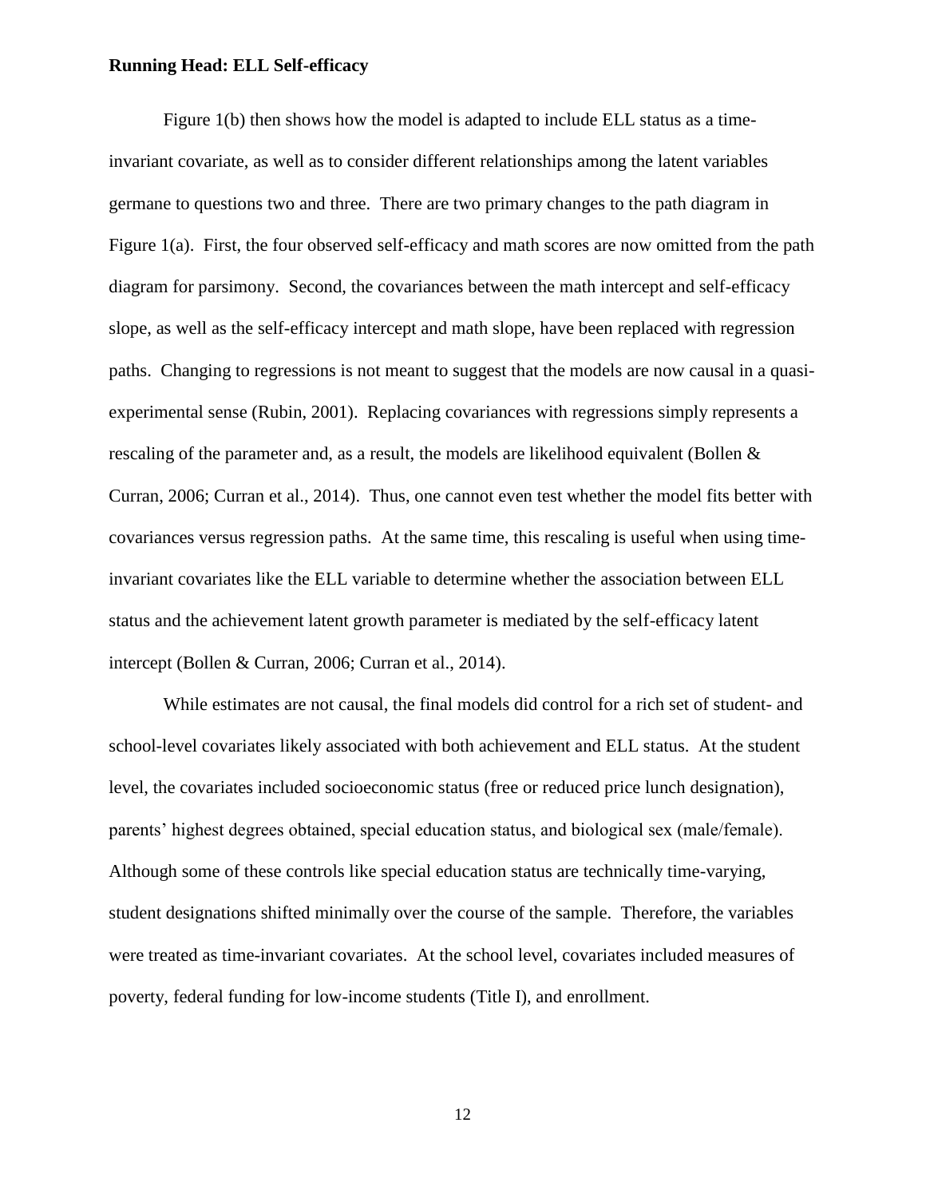Figure 1(b) then shows how the model is adapted to include ELL status as a time-invariant covariate, as well as to consider different relationships among the latent variables germane to questions two and three. There are two primary changes to the path diagram in Figure 1(a). First, the four observed self-efficacy and math scores are now omitted from the path diagram for parsimony. Second, the covariances between the math intercept and self-efficacy slope, as well as the self-efficacy intercept and math slope, have been replaced with regression paths. Changing to regressions is not meant to suggest that the models are now causal in a quasi-experimental sense (Rubin, 2001). Replacing covariances with regressions simply represents a rescaling of the parameter and, as a result, the models are likelihood equivalent (Bollen & Curran, 2006; Curran et al., 2014). Thus, one cannot even test whether the model fits better with covariances versus regression paths. At the same time, this rescaling is useful when using time-invariant covariates like the ELL variable to determine whether the association between ELL status and the achievement latent growth parameter is mediated by the self-efficacy latent intercept (Bollen & Curran, 2006; Curran et al., 2014).

While estimates are not causal, the final models did control for a rich set of student- and school-level covariates likely associated with both achievement and ELL status. At the student level, the covariates included socioeconomic status (free or reduced price lunch designation), parents' highest degrees obtained, special education status, and biological sex (male/female). Although some of these controls like special education status are technically time-varying, student designations shifted minimally over the course of the sample. Therefore, the variables were treated as time-invariant covariates. At the school level, covariates included measures of poverty, federal funding for low-income students (Title I), and enrollment.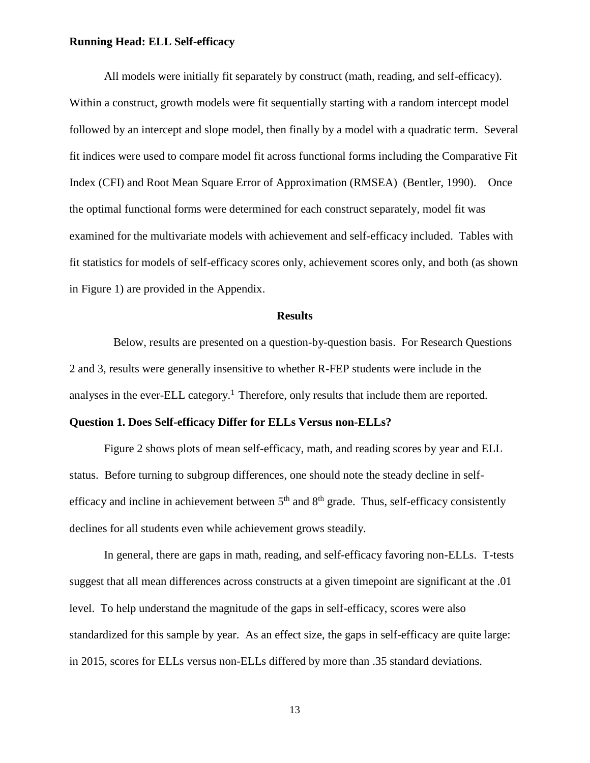All models were initially fit separately by construct (math, reading, and self-efficacy). Within a construct, growth models were fit sequentially starting with a random intercept model followed by an intercept and slope model, then finally by a model with a quadratic term. Several fit indices were used to compare model fit across functional forms including the Comparative Fit Index (CFI) and Root Mean Square Error of Approximation (RMSEA) (Bentler, 1990). Once the optimal functional forms were determined for each construct separately, model fit was examined for the multivariate models with achievement and self-efficacy included. Tables with fit statistics for models of self-efficacy scores only, achievement scores only, and both (as shown in Figure 1) are provided in the Appendix.

## Results

Below, results are presented on a question-by-question basis. For Research Questions 2 and 3, results were generally insensitive to whether R-FEP students were include in the analyses in the ever-ELL category.[1] Therefore, only results that include them are reported.

### Question 1. Does Self-efficacy Differ for ELLs Versus non-ELLs?

Figure 2 shows plots of mean self-efficacy, math, and reading scores by year and ELL status. Before turning to subgroup differences, one should note the steady decline in self-efficacy and incline in achievement between 5th and 8th grade. Thus, self-efficacy consistently declines for all students even while achievement grows steadily.

In general, there are gaps in math, reading, and self-efficacy favoring non-ELLs. T-tests suggest that all mean differences across constructs at a given timepoint are significant at the .01 level. To help understand the magnitude of the gaps in self-efficacy, scores were also standardized for this sample by year. As an effect size, the gaps in self-efficacy are quite large: in 2015, scores for ELLs versus non-ELLs differed by more than .35 standard deviations.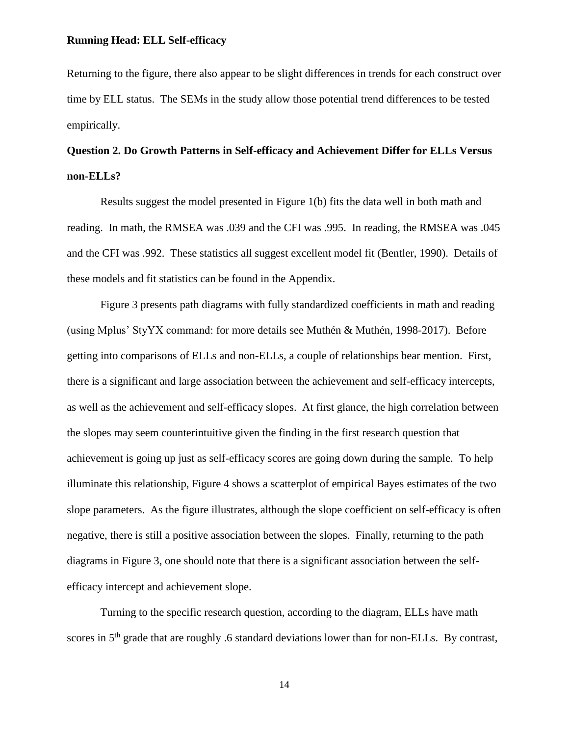Returning to the figure, there also appear to be slight differences in trends for each construct over time by ELL status. The SEMs in the study allow those potential trend differences to be tested empirically.

## Question 2. Do Growth Patterns in Self-efficacy and Achievement Differ for ELLs Versus non-ELLs?

Results suggest the model presented in Figure 1(b) fits the data well in both math and reading. In math, the RMSEA was .039 and the CFI was .995. In reading, the RMSEA was .045 and the CFI was .992. These statistics all suggest excellent model fit (Bentler, 1990). Details of these models and fit statistics can be found in the Appendix.

Figure 3 presents path diagrams with fully standardized coefficients in math and reading (using Mplus' StyYX command: for more details see Muthén & Muthén, 1998-2017). Before getting into comparisons of ELLs and non-ELLs, a couple of relationships bear mention. First, there is a significant and large association between the achievement and self-efficacy intercepts, as well as the achievement and self-efficacy slopes. At first glance, the high correlation between the slopes may seem counterintuitive given the finding in the first research question that achievement is going up just as self-efficacy scores are going down during the sample. To help illuminate this relationship, Figure 4 shows a scatterplot of empirical Bayes estimates of the two slope parameters. As the figure illustrates, although the slope coefficient on self-efficacy is often negative, there is still a positive association between the slopes. Finally, returning to the path diagrams in Figure 3, one should note that there is a significant association between the self-efficacy intercept and achievement slope.

Turning to the specific research question, according to the diagram, ELLs have math scores in 5$^{th}$ grade that are roughly .6 standard deviations lower than for non-ELLs. By contrast,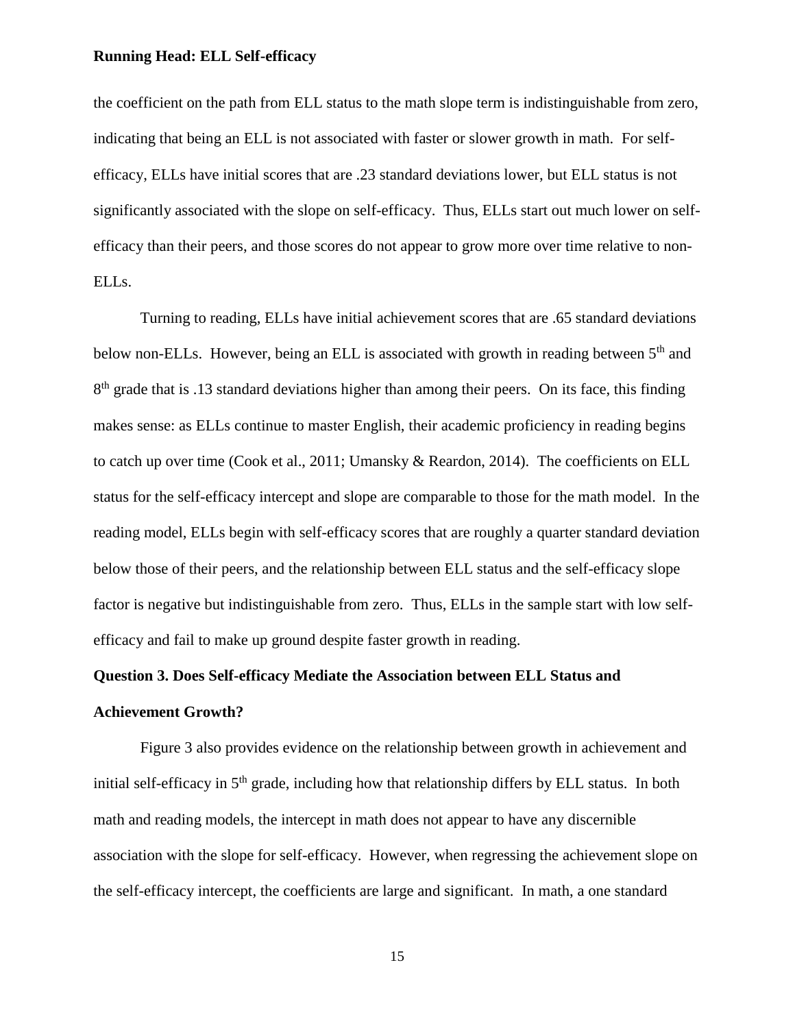the coefficient on the path from ELL status to the math slope term is indistinguishable from zero, indicating that being an ELL is not associated with faster or slower growth in math. For self-efficacy, ELLs have initial scores that are .23 standard deviations lower, but ELL status is not significantly associated with the slope on self-efficacy. Thus, ELLs start out much lower on self-efficacy than their peers, and those scores do not appear to grow more over time relative to non-ELLs.

Turning to reading, ELLs have initial achievement scores that are .65 standard deviations below non-ELLs. However, being an ELL is associated with growth in reading between 5th and 8th grade that is .13 standard deviations higher than among their peers. On its face, this finding makes sense: as ELLs continue to master English, their academic proficiency in reading begins to catch up over time (Cook et al., 2011; Umansky & Reardon, 2014). The coefficients on ELL status for the self-efficacy intercept and slope are comparable to those for the math model. In the reading model, ELLs begin with self-efficacy scores that are roughly a quarter standard deviation below those of their peers, and the relationship between ELL status and the self-efficacy slope factor is negative but indistinguishable from zero. Thus, ELLs in the sample start with low self-efficacy and fail to make up ground despite faster growth in reading.

### Question 3. Does Self-efficacy Mediate the Association between ELL Status and Achievement Growth?

Figure 3 also provides evidence on the relationship between growth in achievement and initial self-efficacy in 5th grade, including how that relationship differs by ELL status. In both math and reading models, the intercept in math does not appear to have any discernible association with the slope for self-efficacy. However, when regressing the achievement slope on the self-efficacy intercept, the coefficients are large and significant. In math, a one standard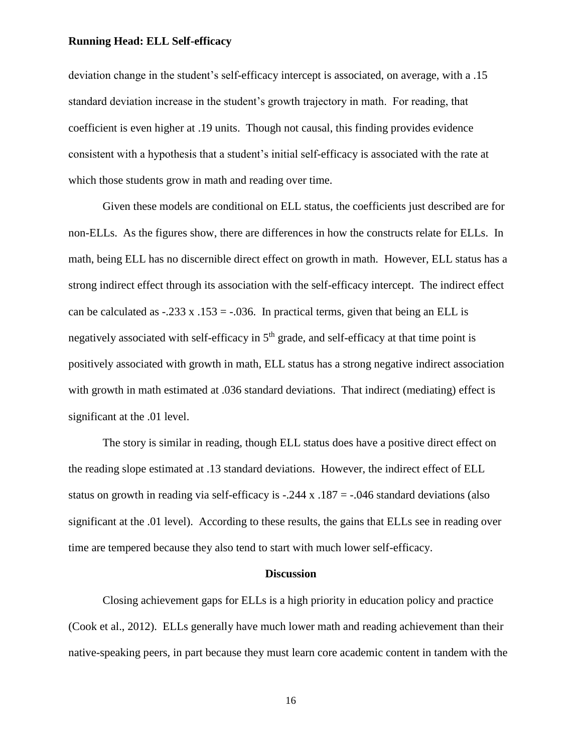deviation change in the student's self-efficacy intercept is associated, on average, with a .15 standard deviation increase in the student's growth trajectory in math. For reading, that coefficient is even higher at .19 units. Though not causal, this finding provides evidence consistent with a hypothesis that a student's initial self-efficacy is associated with the rate at which those students grow in math and reading over time.

Given these models are conditional on ELL status, the coefficients just described are for non-ELLs. As the figures show, there are differences in how the constructs relate for ELLs. In math, being ELL has no discernible direct effect on growth in math. However, ELL status has a strong indirect effect through its association with the self-efficacy intercept. The indirect effect can be calculated as $-.233 \times .153 = -.036$. In practical terms, given that being an ELL is negatively associated with self-efficacy in 5th grade, and self-efficacy at that time point is positively associated with growth in math, ELL status has a strong negative indirect association with growth in math estimated at .036 standard deviations. That indirect (mediating) effect is significant at the .01 level.

The story is similar in reading, though ELL status does have a positive direct effect on the reading slope estimated at .13 standard deviations. However, the indirect effect of ELL status on growth in reading via self-efficacy is $-.244 \times .187 = -.046$ standard deviations (also significant at the .01 level). According to these results, the gains that ELLs see in reading over time are tempered because they also tend to start with much lower self-efficacy.

## Discussion

Closing achievement gaps for ELLs is a high priority in education policy and practice (Cook et al., 2012). ELLs generally have much lower math and reading achievement than their native-speaking peers, in part because they must learn core academic content in tandem with the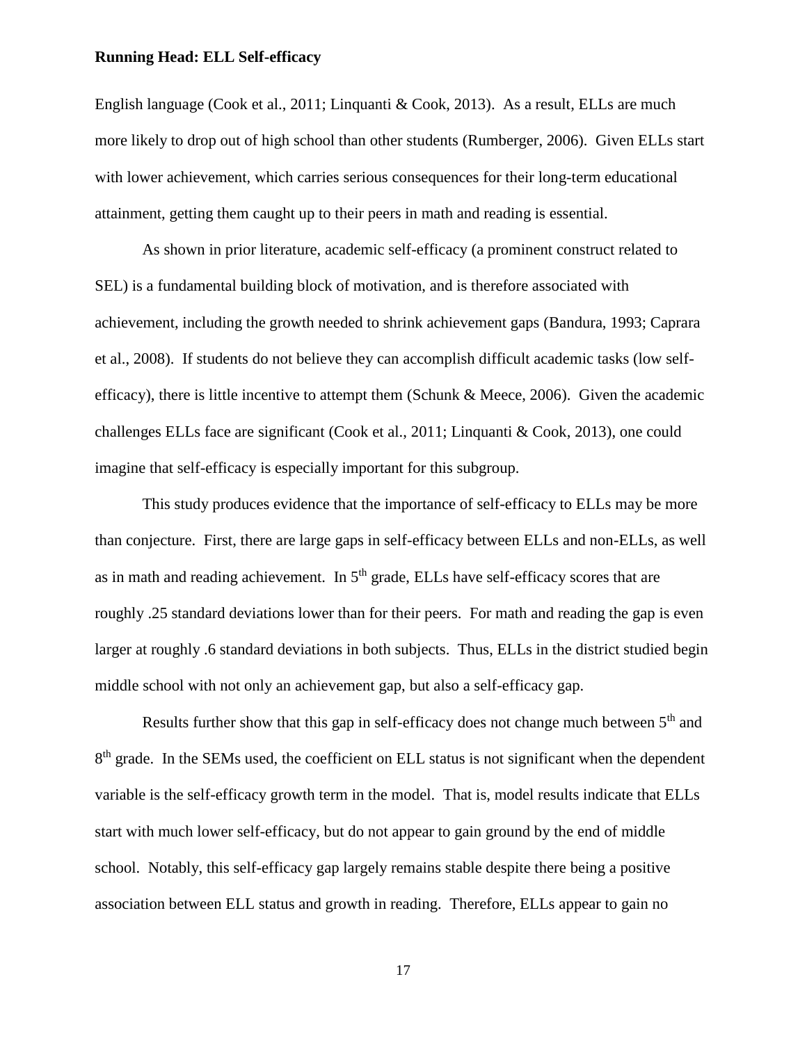English language (Cook et al., 2011; Linquanti & Cook, 2013). As a result, ELLs are much more likely to drop out of high school than other students (Rumberger, 2006). Given ELLs start with lower achievement, which carries serious consequences for their long-term educational attainment, getting them caught up to their peers in math and reading is essential.

As shown in prior literature, academic self-efficacy (a prominent construct related to SEL) is a fundamental building block of motivation, and is therefore associated with achievement, including the growth needed to shrink achievement gaps (Bandura, 1993; Caprara et al., 2008). If students do not believe they can accomplish difficult academic tasks (low self-efficacy), there is little incentive to attempt them (Schunk & Meece, 2006). Given the academic challenges ELLs face are significant (Cook et al., 2011; Linquanti & Cook, 2013), one could imagine that self-efficacy is especially important for this subgroup.

This study produces evidence that the importance of self-efficacy to ELLs may be more than conjecture. First, there are large gaps in self-efficacy between ELLs and non-ELLs, as well as in math and reading achievement. In 5th grade, ELLs have self-efficacy scores that are roughly .25 standard deviations lower than for their peers. For math and reading the gap is even larger at roughly .6 standard deviations in both subjects. Thus, ELLs in the district studied begin middle school with not only an achievement gap, but also a self-efficacy gap.

Results further show that this gap in self-efficacy does not change much between 5th and 8th grade. In the SEMs used, the coefficient on ELL status is not significant when the dependent variable is the self-efficacy growth term in the model. That is, model results indicate that ELLs start with much lower self-efficacy, but do not appear to gain ground by the end of middle school. Notably, this self-efficacy gap largely remains stable despite there being a positive association between ELL status and growth in reading. Therefore, ELLs appear to gain no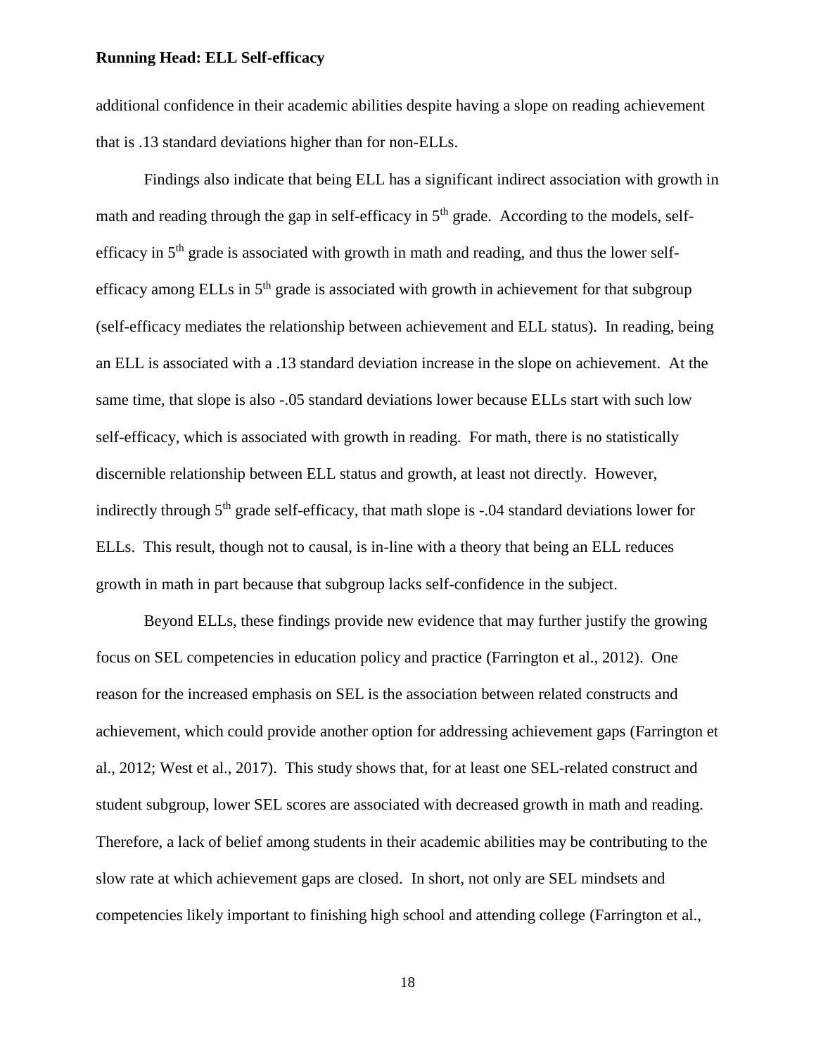additional confidence in their academic abilities despite having a slope on reading achievement that is .13 standard deviations higher than for non-ELLs.

Findings also indicate that being ELL has a significant indirect association with growth in math and reading through the gap in self-efficacy in 5$^{th}$ grade. According to the models, self-efficacy in 5$^{th}$ grade is associated with growth in math and reading, and thus the lower self-efficacy among ELLs in 5$^{th}$ grade is associated with growth in achievement for that subgroup (self-efficacy mediates the relationship between achievement and ELL status). In reading, being an ELL is associated with a .13 standard deviation increase in the slope on achievement. At the same time, that slope is also -.05 standard deviations lower because ELLs start with such low self-efficacy, which is associated with growth in reading. For math, there is no statistically discernible relationship between ELL status and growth, at least not directly. However, indirectly through 5$^{th}$ grade self-efficacy, that math slope is -.04 standard deviations lower for ELLs. This result, though not to causal, is in-line with a theory that being an ELL reduces growth in math in part because that subgroup lacks self-confidence in the subject.

Beyond ELLs, these findings provide new evidence that may further justify the growing focus on SEL competencies in education policy and practice (Farrington et al., 2012). One reason for the increased emphasis on SEL is the association between related constructs and achievement, which could provide another option for addressing achievement gaps (Farrington et al., 2012; West et al., 2017). This study shows that, for at least one SEL-related construct and student subgroup, lower SEL scores are associated with decreased growth in math and reading. Therefore, a lack of belief among students in their academic abilities may be contributing to the slow rate at which achievement gaps are closed. In short, not only are SEL mindsets and competencies likely important to finishing high school and attending college (Farrington et al.,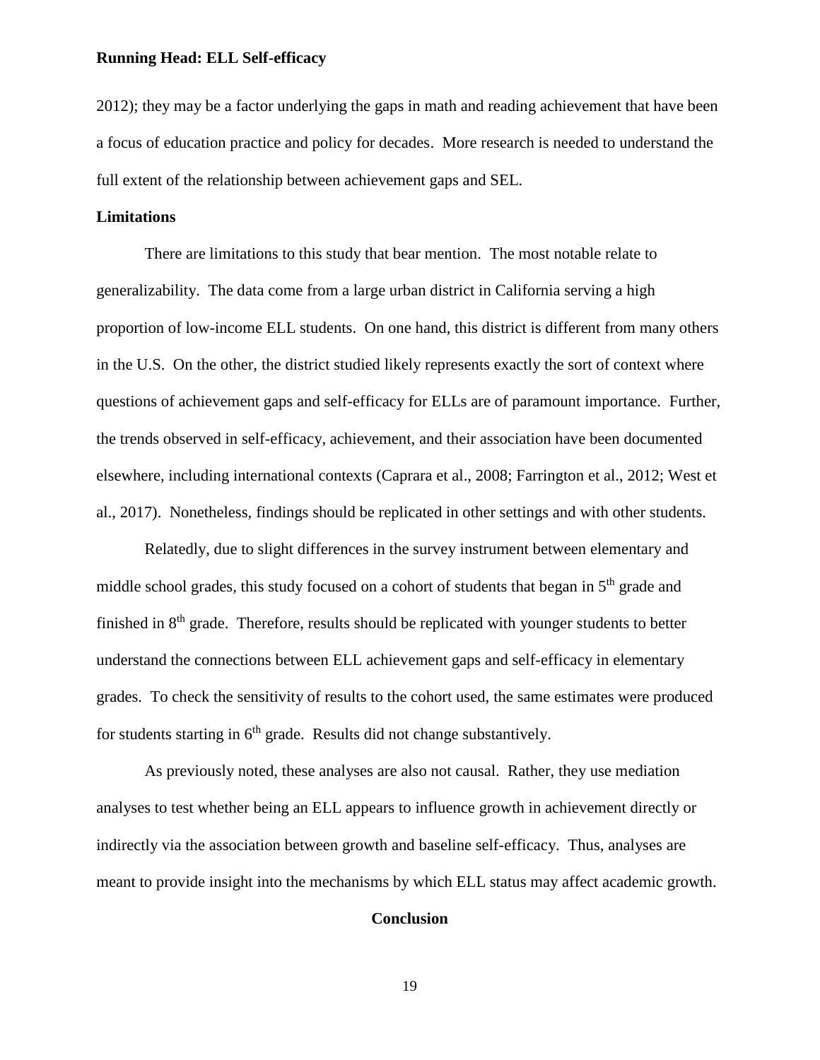2012); they may be a factor underlying the gaps in math and reading achievement that have been a focus of education practice and policy for decades. More research is needed to understand the full extent of the relationship between achievement gaps and SEL.

## Limitations

There are limitations to this study that bear mention. The most notable relate to generalizability. The data come from a large urban district in California serving a high proportion of low-income ELL students. On one hand, this district is different from many others in the U.S. On the other, the district studied likely represents exactly the sort of context where questions of achievement gaps and self-efficacy for ELLs are of paramount importance. Further, the trends observed in self-efficacy, achievement, and their association have been documented elsewhere, including international contexts (Caprara et al., 2008; Farrington et al., 2012; West et al., 2017). Nonetheless, findings should be replicated in other settings and with other students.

Relatedly, due to slight differences in the survey instrument between elementary and middle school grades, this study focused on a cohort of students that began in 5th grade and finished in 8th grade. Therefore, results should be replicated with younger students to better understand the connections between ELL achievement gaps and self-efficacy in elementary grades. To check the sensitivity of results to the cohort used, the same estimates were produced for students starting in 6th grade. Results did not change substantively.

As previously noted, these analyses are also not causal. Rather, they use mediation analyses to test whether being an ELL appears to influence growth in achievement directly or indirectly via the association between growth and baseline self-efficacy. Thus, analyses are meant to provide insight into the mechanisms by which ELL status may affect academic growth.

# Conclusion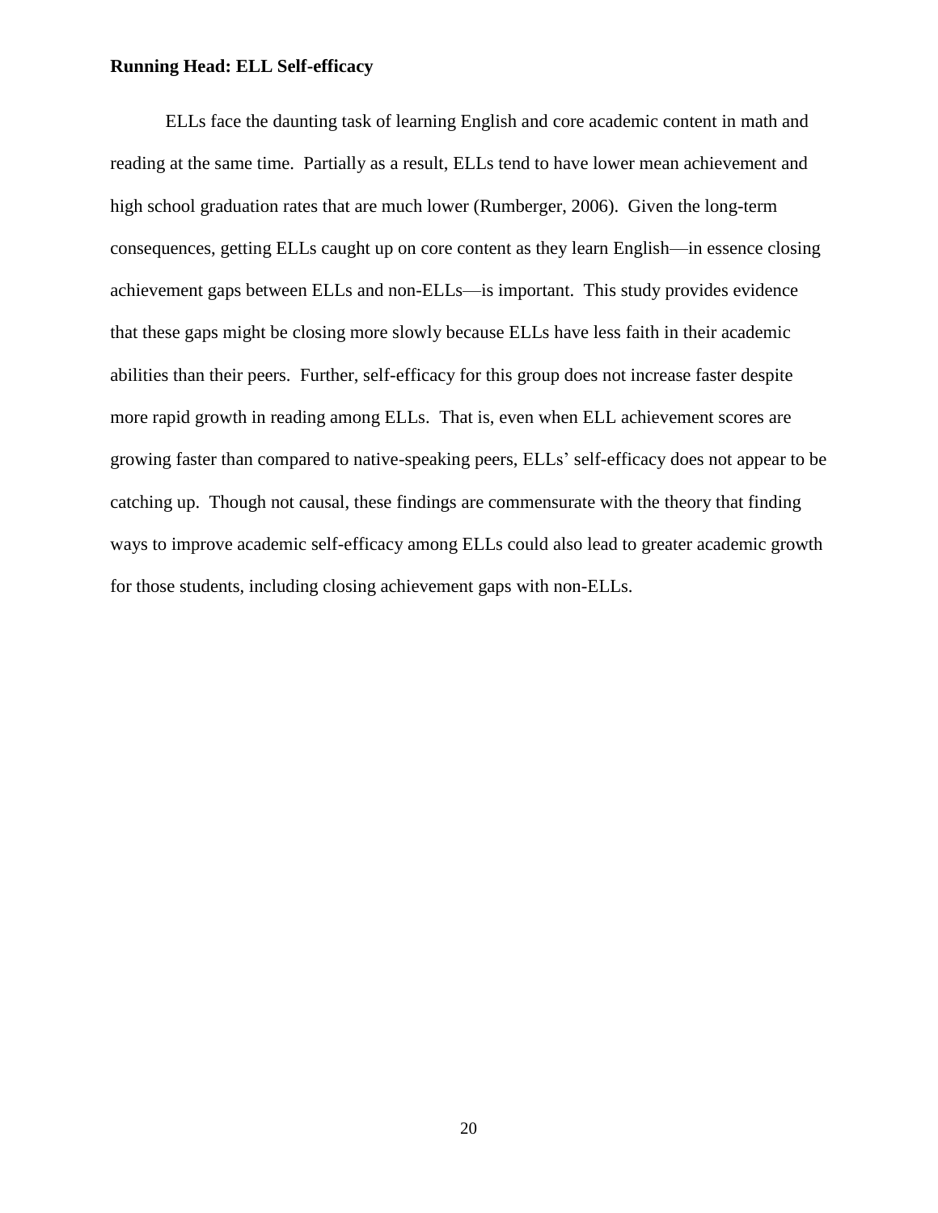ELLs face the daunting task of learning English and core academic content in math and reading at the same time. Partially as a result, ELLs tend to have lower mean achievement and high school graduation rates that are much lower (Rumberger, 2006). Given the long-term consequences, getting ELLs caught up on core content as they learn English—in essence closing achievement gaps between ELLs and non-ELLs—is important. This study provides evidence that these gaps might be closing more slowly because ELLs have less faith in their academic abilities than their peers. Further, self-efficacy for this group does not increase faster despite more rapid growth in reading among ELLs. That is, even when ELL achievement scores are growing faster than compared to native-speaking peers, ELLs' self-efficacy does not appear to be catching up. Though not causal, these findings are commensurate with the theory that finding ways to improve academic self-efficacy among ELLs could also lead to greater academic growth for those students, including closing achievement gaps with non-ELLs.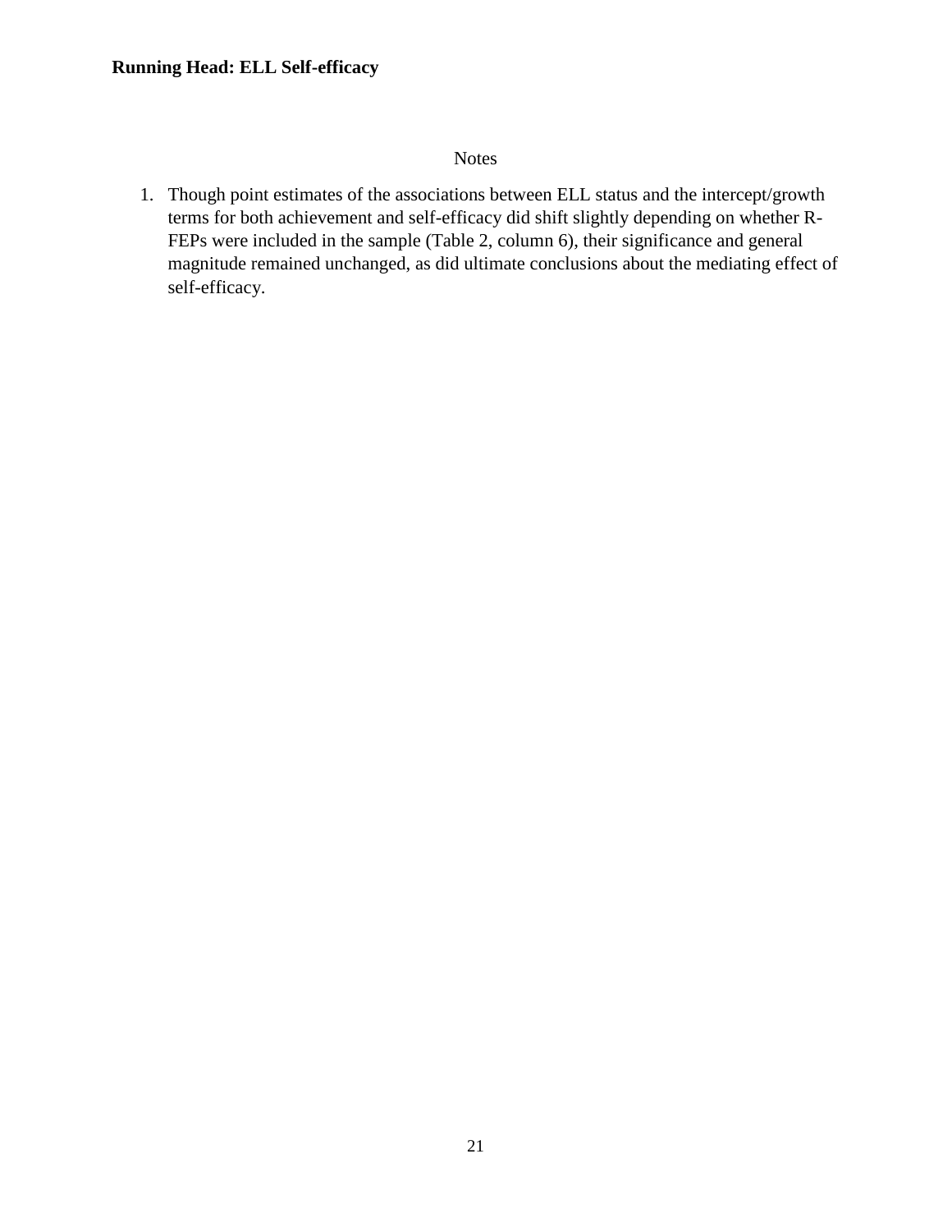## Notes

1. Though point estimates of the associations between ELL status and the intercept/growth terms for both achievement and self-efficacy did shift slightly depending on whether R-FEPs were included in the sample (Table 2, column 6), their significance and general magnitude remained unchanged, as did ultimate conclusions about the mediating effect of self-efficacy.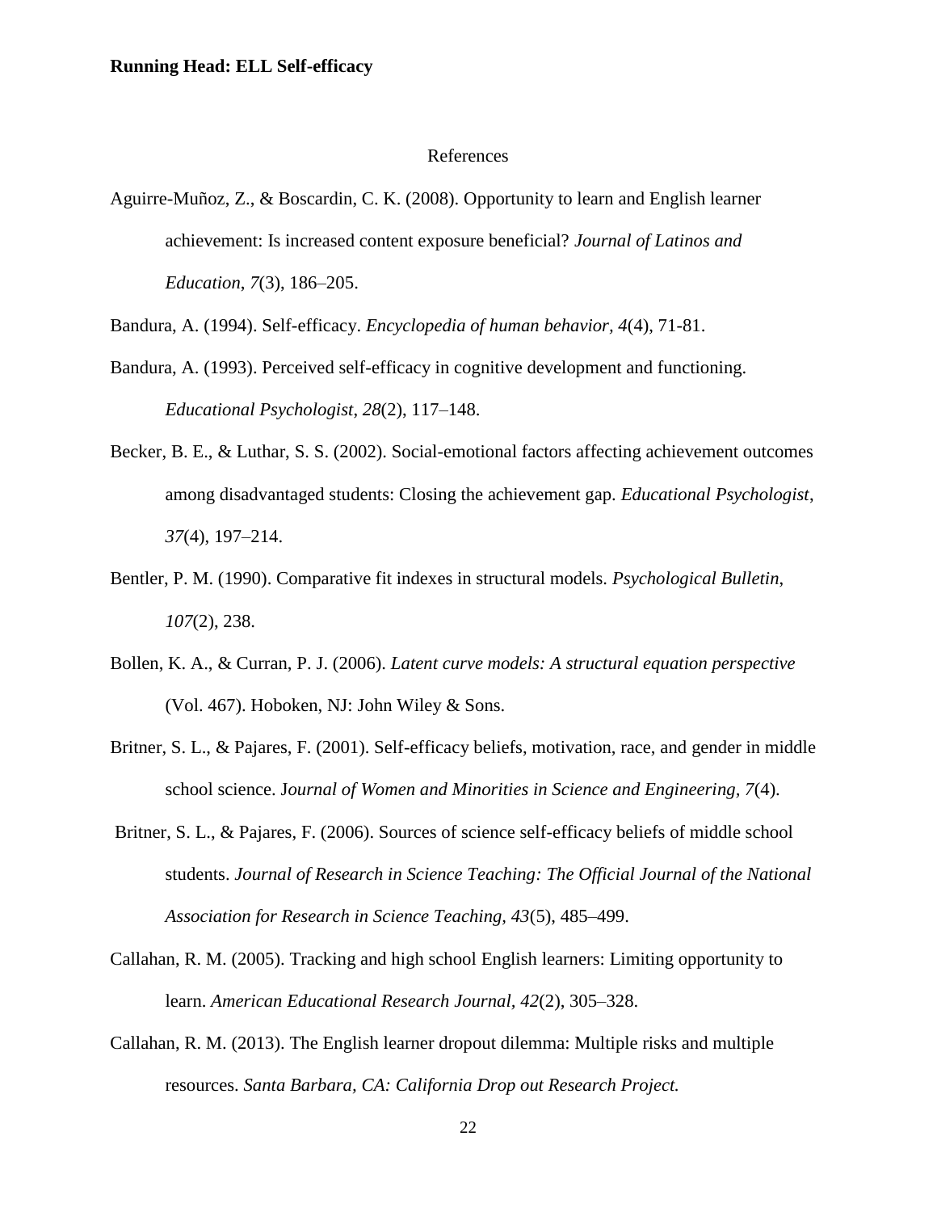# References

Aguirre-Muñoz, Z., & Boscardin, C. K. (2008). Opportunity to learn and English learner achievement: Is increased content exposure beneficial? *Journal of Latinos and Education*, *7*(3), 186–205.

Bandura, A. (1994). Self-efficacy. *Encyclopedia of human behavior, 4*(4), 71-81.

Bandura, A. (1993). Perceived self-efficacy in cognitive development and functioning. *Educational Psychologist*, *28*(2), 117–148.

Becker, B. E., & Luthar, S. S. (2002). Social-emotional factors affecting achievement outcomes among disadvantaged students: Closing the achievement gap. *Educational Psychologist*, *37*(4), 197–214.

Bentler, P. M. (1990). Comparative fit indexes in structural models. *Psychological Bulletin*, *107*(2), 238.

Bollen, K. A., & Curran, P. J. (2006). *Latent curve models: A structural equation perspective* (Vol. 467). Hoboken, NJ: John Wiley & Sons.

Britner, S. L., & Pajares, F. (2001). Self-efficacy beliefs, motivation, race, and gender in middle school science. J*ournal of Women and Minorities in Science and Engineering, 7*(4).

Britner, S. L., & Pajares, F. (2006). Sources of science self-efficacy beliefs of middle school students. *Journal of Research in Science Teaching: The Official Journal of the National Association for Research in Science Teaching, 43*(5), 485–499.

Callahan, R. M. (2005). Tracking and high school English learners: Limiting opportunity to learn. *American Educational Research Journal, 42*(2), 305–328.

Callahan, R. M. (2013). The English learner dropout dilemma: Multiple risks and multiple resources. *Santa Barbara, CA: California Drop out Research Project.*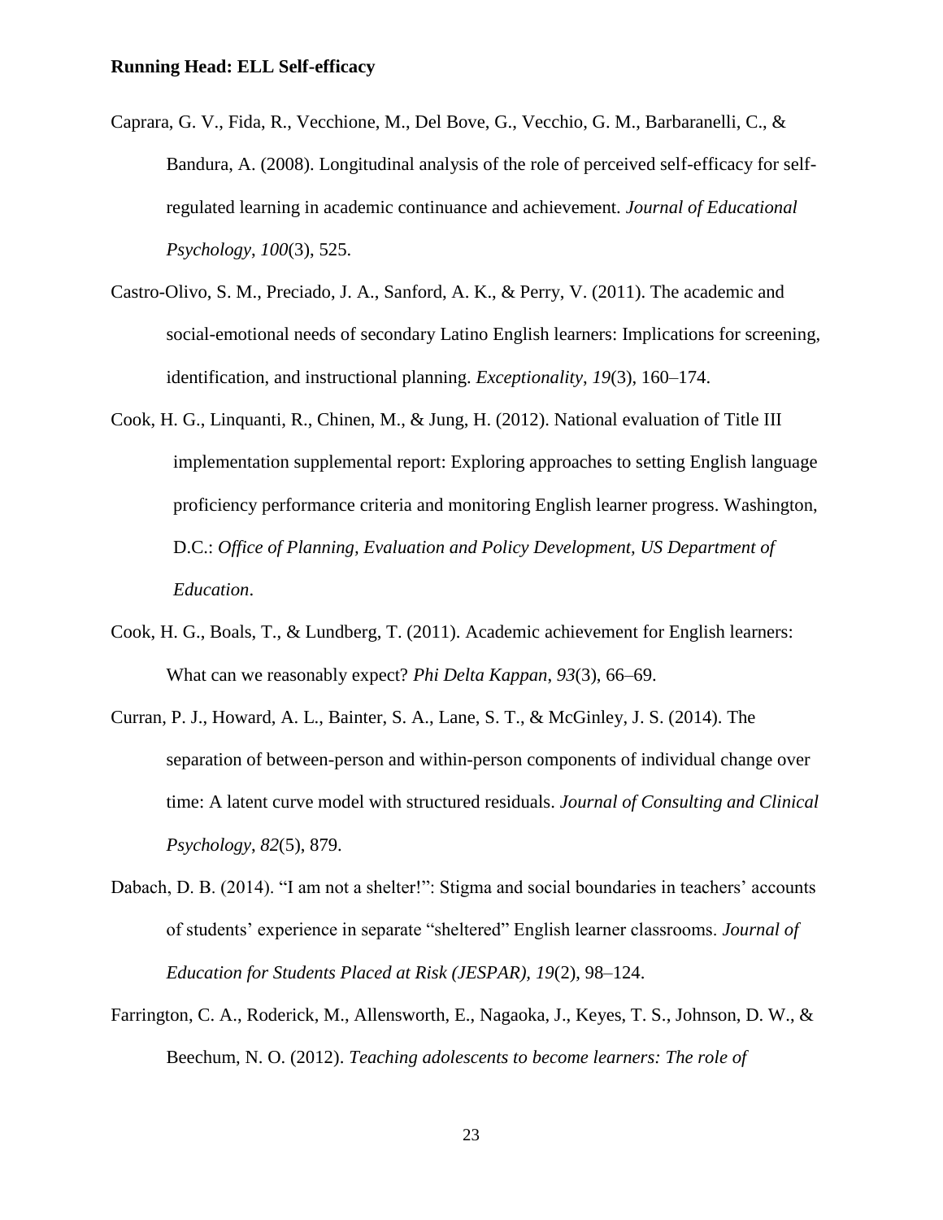Caprara, G. V., Fida, R., Vecchione, M., Del Bove, G., Vecchio, G. M., Barbaranelli, C., & Bandura, A. (2008). Longitudinal analysis of the role of perceived self-efficacy for self-regulated learning in academic continuance and achievement. *Journal of Educational Psychology*, *100*(3), 525.

Castro-Olivo, S. M., Preciado, J. A., Sanford, A. K., & Perry, V. (2011). The academic and social-emotional needs of secondary Latino English learners: Implications for screening, identification, and instructional planning. *Exceptionality*, *19*(3), 160–174.

Cook, H. G., Linquanti, R., Chinen, M., & Jung, H. (2012). National evaluation of Title III implementation supplemental report: Exploring approaches to setting English language proficiency performance criteria and monitoring English learner progress. Washington, D.C.: *Office of Planning, Evaluation and Policy Development, US Department of Education*.

Cook, H. G., Boals, T., & Lundberg, T. (2011). Academic achievement for English learners: What can we reasonably expect? *Phi Delta Kappan*, *93*(3), 66–69.

Curran, P. J., Howard, A. L., Bainter, S. A., Lane, S. T., & McGinley, J. S. (2014). The separation of between-person and within-person components of individual change over time: A latent curve model with structured residuals. *Journal of Consulting and Clinical Psychology*, *82*(5), 879.

Dabach, D. B. (2014). "I am not a shelter!": Stigma and social boundaries in teachers' accounts of students' experience in separate "sheltered" English learner classrooms. *Journal of Education for Students Placed at Risk (JESPAR)*, *19*(2), 98–124.

Farrington, C. A., Roderick, M., Allensworth, E., Nagaoka, J., Keyes, T. S., Johnson, D. W., & Beechum, N. O. (2012). *Teaching adolescents to become learners: The role of*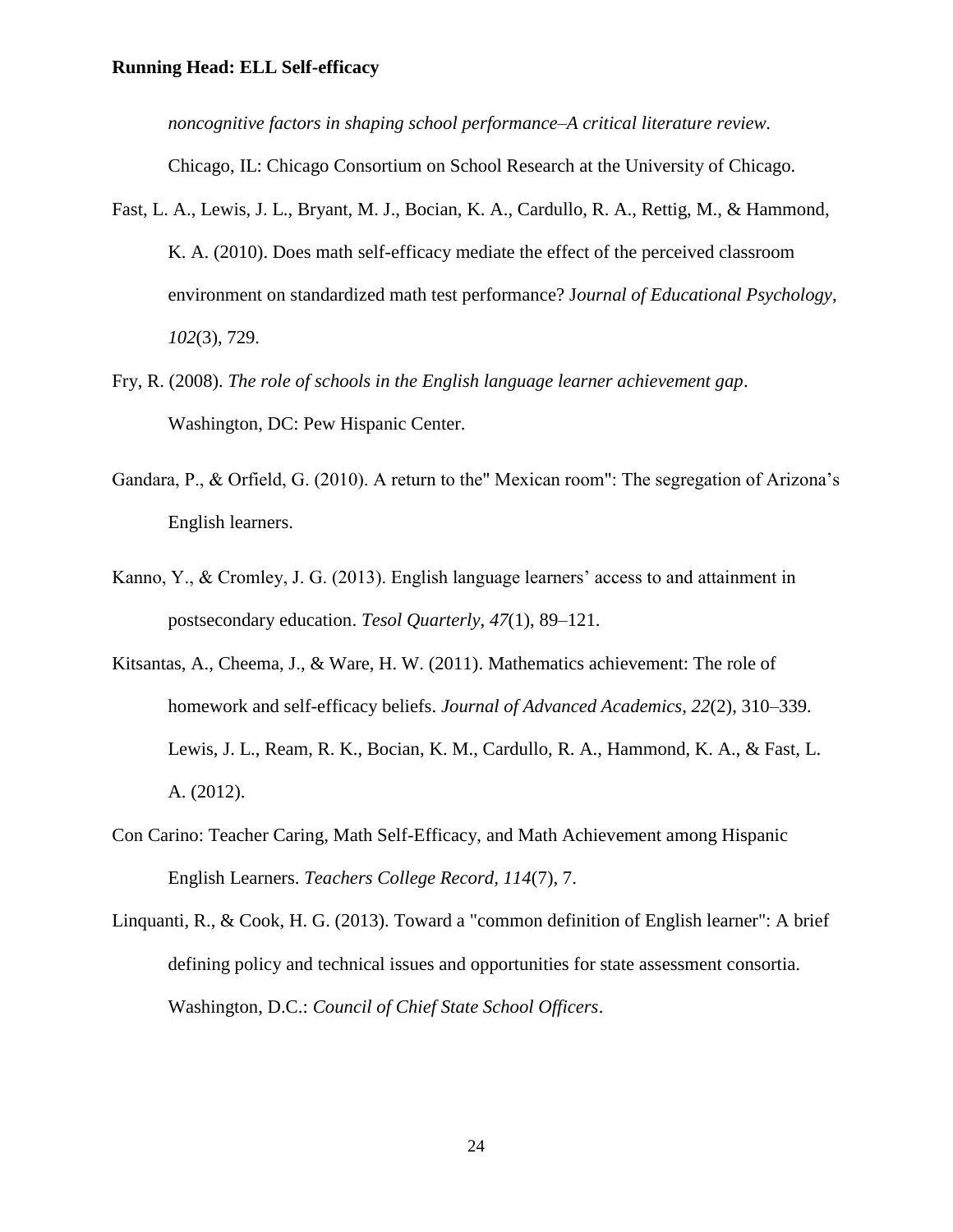*noncognitive factors in shaping school performance–A critical literature review*. Chicago, IL: Chicago Consortium on School Research at the University of Chicago.

Fast, L. A., Lewis, J. L., Bryant, M. J., Bocian, K. A., Cardullo, R. A., Rettig, M., & Hammond, K. A. (2010). Does math self-efficacy mediate the effect of the perceived classroom environment on standardized math test performance? J*ournal of Educational Psychology, 102*(3), 729.

Fry, R. (2008). *The role of schools in the English language learner achievement gap*. Washington, DC: Pew Hispanic Center.

Gandara, P., & Orfield, G. (2010). A return to the" Mexican room": The segregation of Arizona's English learners.

Kanno, Y., & Cromley, J. G. (2013). English language learners' access to and attainment in postsecondary education. *Tesol Quarterly*, *47*(1), 89–121.

Kitsantas, A., Cheema, J., & Ware, H. W. (2011). Mathematics achievement: The role of homework and self-efficacy beliefs. *Journal of Advanced Academics, 22*(2), 310–339. Lewis, J. L., Ream, R. K., Bocian, K. M., Cardullo, R. A., Hammond, K. A., & Fast, L. A. (2012).

Con Carino: Teacher Caring, Math Self-Efficacy, and Math Achievement among Hispanic English Learners. *Teachers College Record, 114*(7), 7.

Linquanti, R., & Cook, H. G. (2013). Toward a "common definition of English learner": A brief defining policy and technical issues and opportunities for state assessment consortia. Washington, D.C.: *Council of Chief State School Officers*.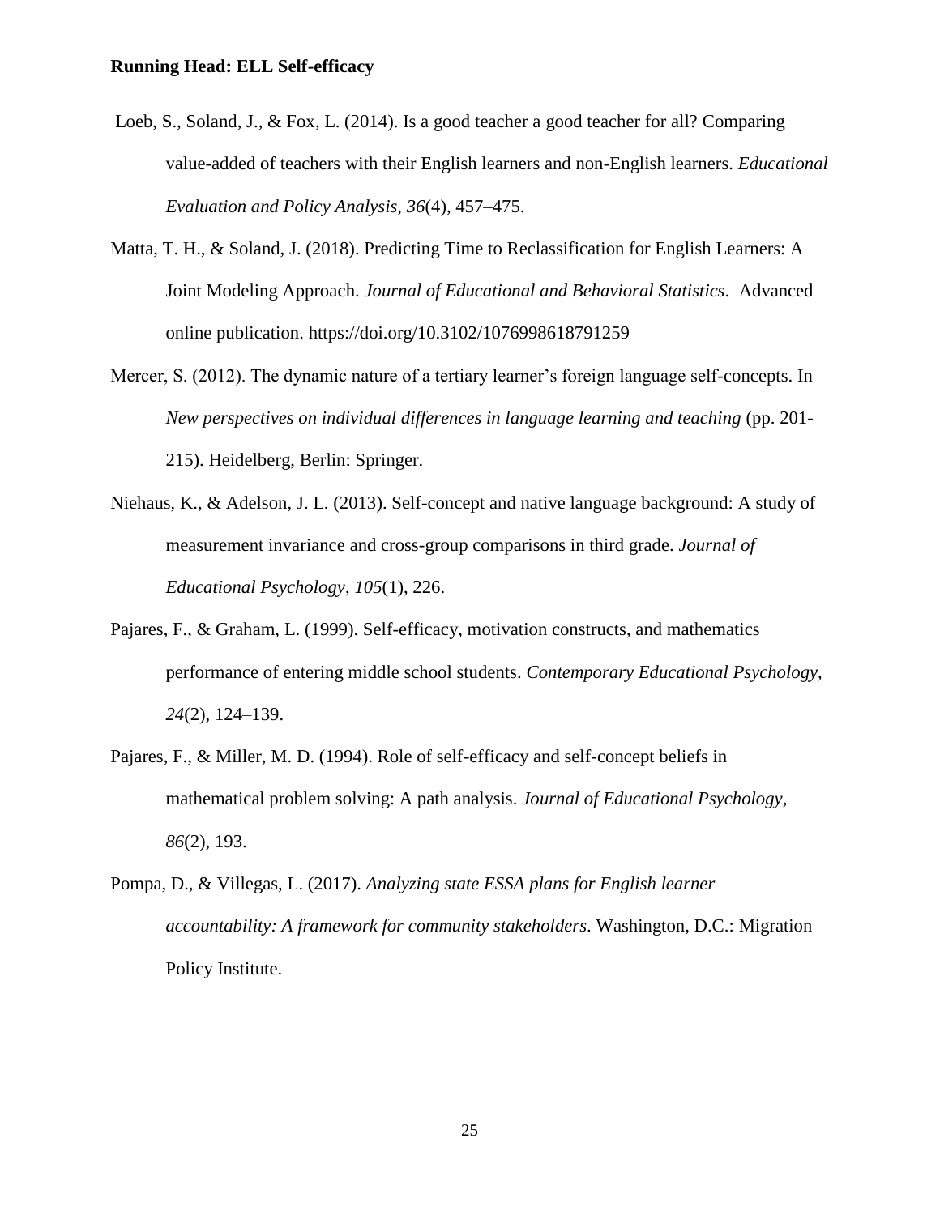Loeb, S., Soland, J., & Fox, L. (2014). Is a good teacher a good teacher for all? Comparing value-added of teachers with their English learners and non-English learners. *Educational Evaluation and Policy Analysis, 36*(4), 457–475.

Matta, T. H., & Soland, J. (2018). Predicting Time to Reclassification for English Learners: A Joint Modeling Approach. *Journal of Educational and Behavioral Statistics*. Advanced online publication. https://doi.org/10.3102/1076998618791259

Mercer, S. (2012). The dynamic nature of a tertiary learner's foreign language self-concepts. In *New perspectives on individual differences in language learning and teaching* (pp. 201-215). Heidelberg, Berlin: Springer.

Niehaus, K., & Adelson, J. L. (2013). Self-concept and native language background: A study of measurement invariance and cross-group comparisons in third grade. *Journal of Educational Psychology*, *105*(1), 226.

Pajares, F., & Graham, L. (1999). Self-efficacy, motivation constructs, and mathematics performance of entering middle school students. *Contemporary Educational Psychology, 24*(2), 124–139.

Pajares, F., & Miller, M. D. (1994). Role of self-efficacy and self-concept beliefs in mathematical problem solving: A path analysis. *Journal of Educational Psychology*, *86*(2), 193.

Pompa, D., & Villegas, L. (2017). *Analyzing state ESSA plans for English learner accountability: A framework for community stakeholders*. Washington, D.C.: Migration Policy Institute.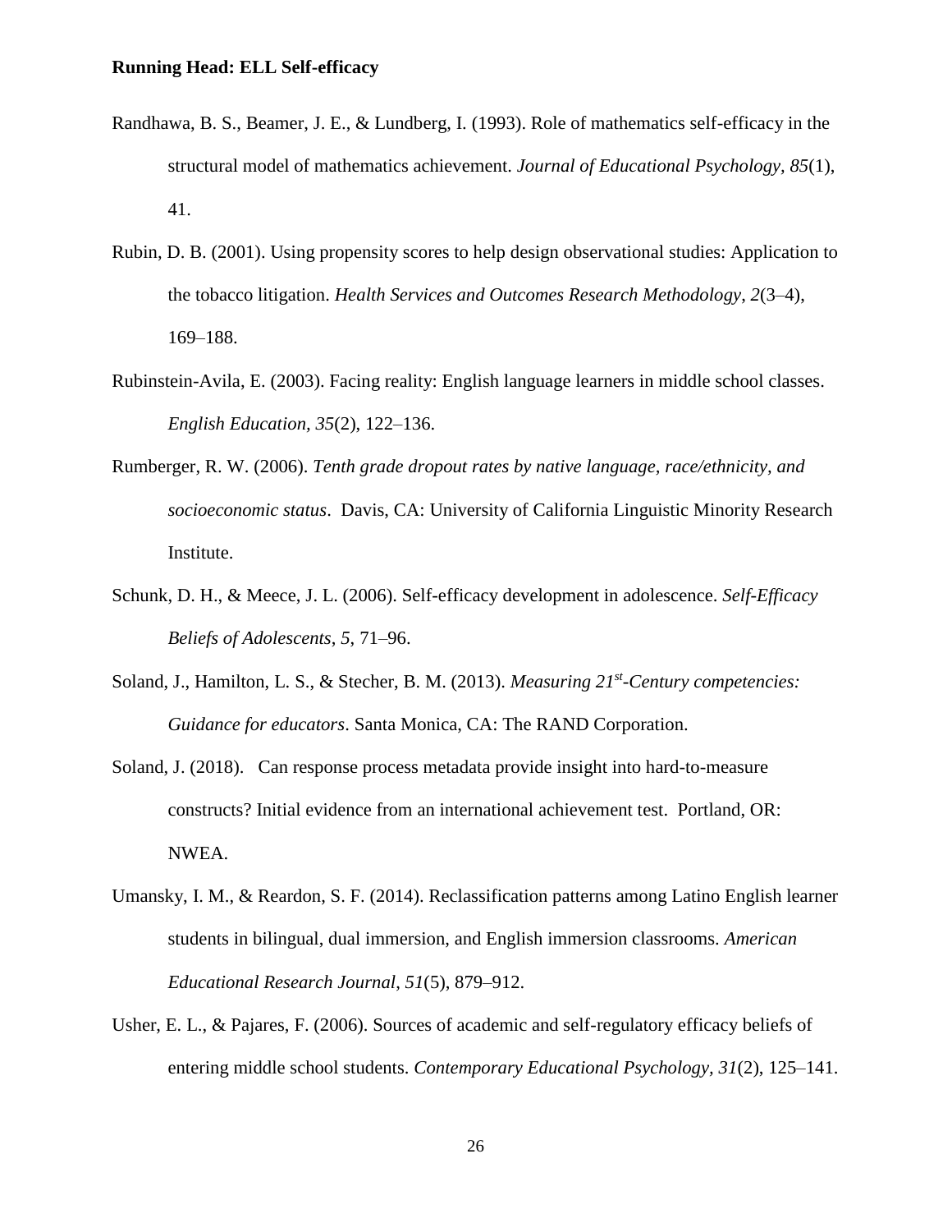Randhawa, B. S., Beamer, J. E., & Lundberg, I. (1993). Role of mathematics self-efficacy in the structural model of mathematics achievement. *Journal of Educational Psychology, 85*(1), 41.

Rubin, D. B. (2001). Using propensity scores to help design observational studies: Application to the tobacco litigation. *Health Services and Outcomes Research Methodology*, *2*(3–4), 169–188.

Rubinstein-Avila, E. (2003). Facing reality: English language learners in middle school classes. *English Education, 35*(2), 122–136.

Rumberger, R. W. (2006). *Tenth grade dropout rates by native language, race/ethnicity, and socioeconomic status*. Davis, CA: University of California Linguistic Minority Research Institute.

Schunk, D. H., & Meece, J. L. (2006). Self-efficacy development in adolescence. *Self-Efficacy Beliefs of Adolescents*, *5*, 71–96.

Soland, J., Hamilton, L. S., & Stecher, B. M. (2013). *Measuring 21st-Century competencies: Guidance for educators*. Santa Monica, CA: The RAND Corporation.

Soland, J. (2018). Can response process metadata provide insight into hard-to-measure constructs? Initial evidence from an international achievement test. Portland, OR: NWEA.

Umansky, I. M., & Reardon, S. F. (2014). Reclassification patterns among Latino English learner students in bilingual, dual immersion, and English immersion classrooms. *American Educational Research Journal*, *51*(5), 879–912.

Usher, E. L., & Pajares, F. (2006). Sources of academic and self-regulatory efficacy beliefs of entering middle school students. *Contemporary Educational Psychology, 31*(2), 125–141.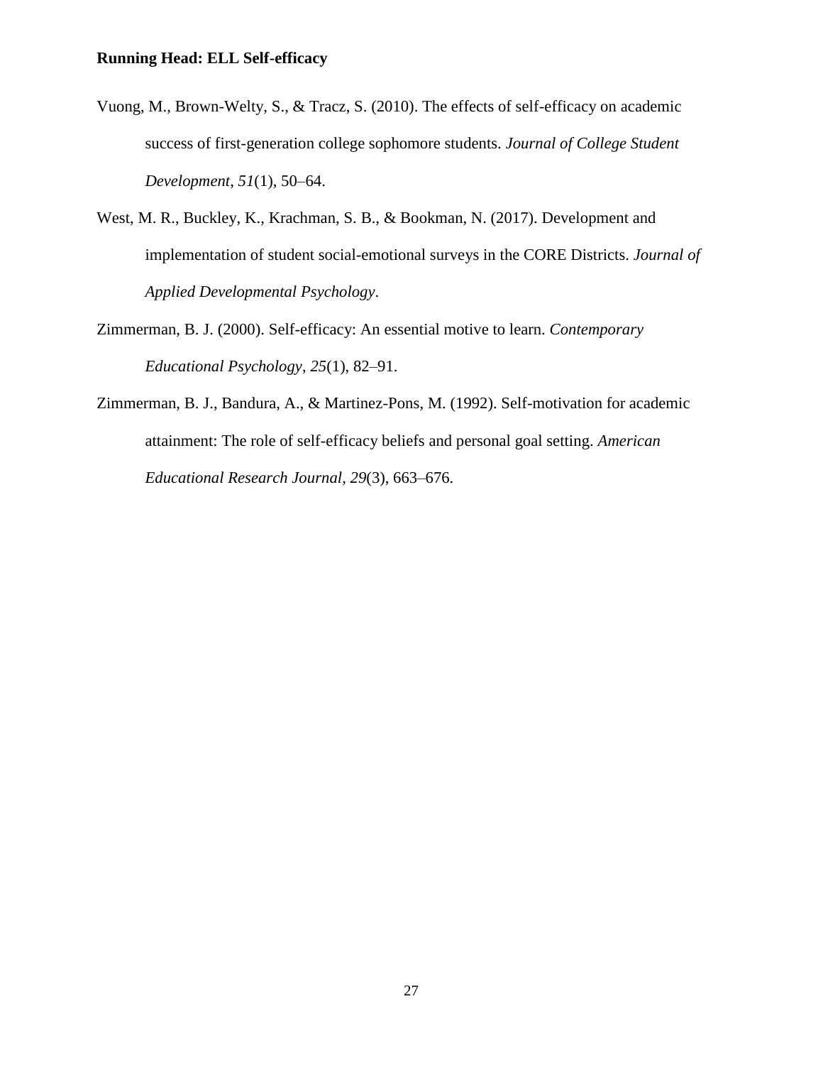Vuong, M., Brown-Welty, S., & Tracz, S. (2010). The effects of self-efficacy on academic success of first-generation college sophomore students. *Journal of College Student Development*, *51*(1), 50–64.

West, M. R., Buckley, K., Krachman, S. B., & Bookman, N. (2017). Development and implementation of student social-emotional surveys in the CORE Districts. *Journal of Applied Developmental Psychology*.

Zimmerman, B. J. (2000). Self-efficacy: An essential motive to learn. *Contemporary Educational Psychology*, *25*(1), 82–91.

Zimmerman, B. J., Bandura, A., & Martinez-Pons, M. (1992). Self-motivation for academic attainment: The role of self-efficacy beliefs and personal goal setting. *American Educational Research Journal*, *29*(3), 663–676.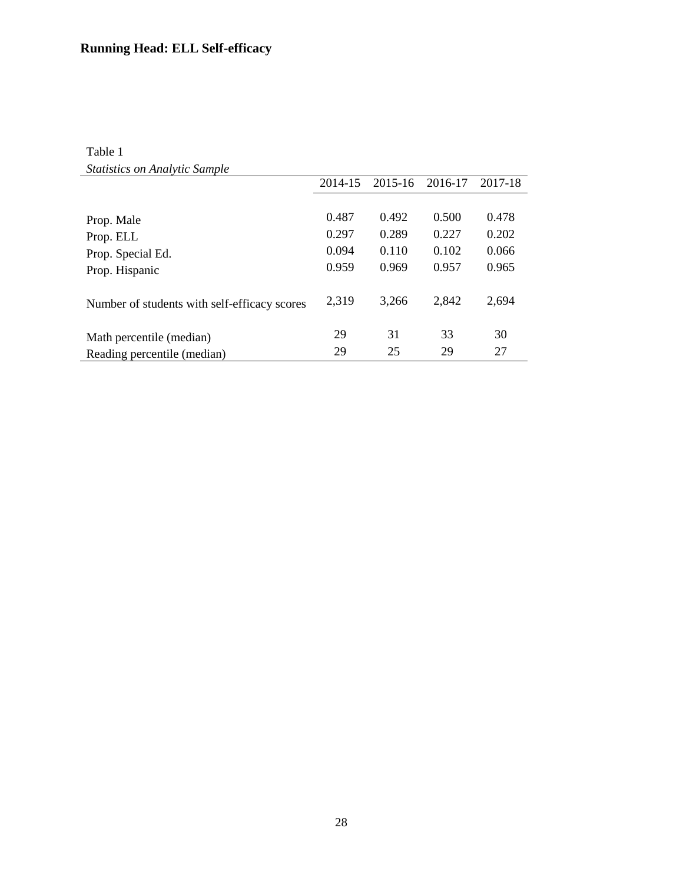Table 1

*Statistics on Analytic Sample*

| | 2014-15 | 2015-16 | 2016-17 | 2017-18 |
|---|---|---|---|---|
| Prop. Male | 0.487 | 0.492 | 0.500 | 0.478 |
| Prop. ELL | 0.297 | 0.289 | 0.227 | 0.202 |
| Prop. Special Ed. | 0.094 | 0.110 | 0.102 | 0.066 |
| Prop. Hispanic | 0.959 | 0.969 | 0.957 | 0.965 |
| Number of students with self-efficacy scores | 2,319 | 3,266 | 2,842 | 2,694 |
| Math percentile (median) | 29 | 31 | 33 | 30 |
| Reading percentile (median) | 29 | 25 | 29 | 27 |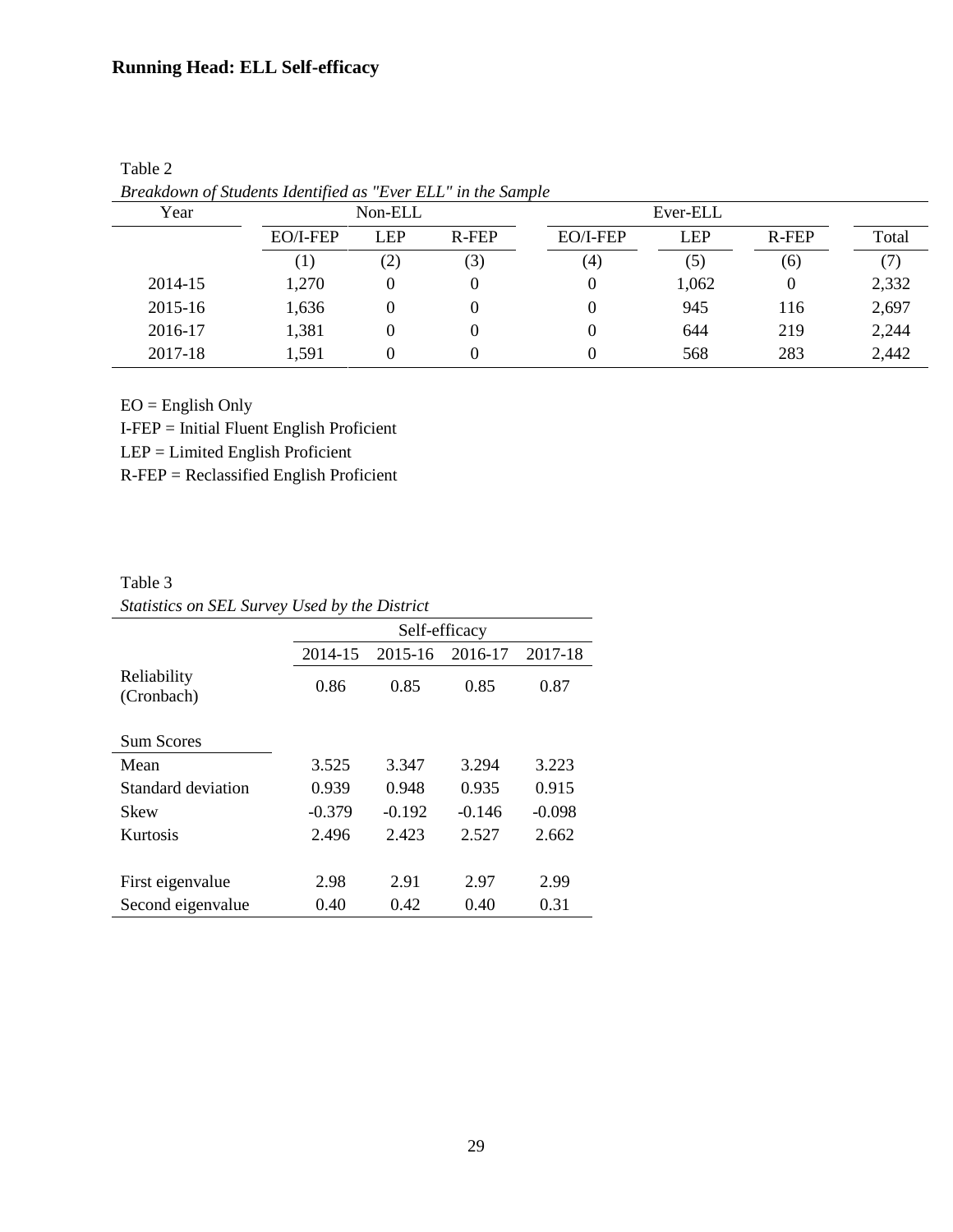Table 2

*Breakdown of Students Identified as "Ever ELL" in the Sample*

| Year | Non-ELL | | | Ever-ELL | | | |
|---|---|---|---|---|---|---|---|
| | EO/I-FEP | LEP | R-FEP | EO/I-FEP | LEP | R-FEP | Total |
| | (1) | (2) | (3) | (4) | (5) | (6) | (7) |
| 2014-15 | 1,270 | 0 | 0 | 0 | 1,062 | 0 | 2,332 |
| 2015-16 | 1,636 | 0 | 0 | 0 | 945 | 116 | 2,697 |
| 2016-17 | 1,381 | 0 | 0 | 0 | 644 | 219 | 2,244 |
| 2017-18 | 1,591 | 0 | 0 | 0 | 568 | 283 | 2,442 |

EO = English Only

I-FEP = Initial Fluent English Proficient

LEP = Limited English Proficient

R-FEP = Reclassified English Proficient

Table 3

*Statistics on SEL Survey Used by the District*

| | Self-efficacy | | | |
|---|---|---|---|---|
| | 2014-15 | 2015-16 | 2016-17 | 2017-18 |
| Reliability (Cronbach) | 0.86 | 0.85 | 0.85 | 0.87 |
| Sum Scores | | | | |
| Mean | 3.525 | 3.347 | 3.294 | 3.223 |
| Standard deviation | 0.939 | 0.948 | 0.935 | 0.915 |
| Skew | -0.379 | -0.192 | -0.146 | -0.098 |
| Kurtosis | 2.496 | 2.423 | 2.527 | 2.662 |
| First eigenvalue | 2.98 | 2.91 | 2.97 | 2.99 |
| Second eigenvalue | 0.40 | 0.42 | 0.40 | 0.31 |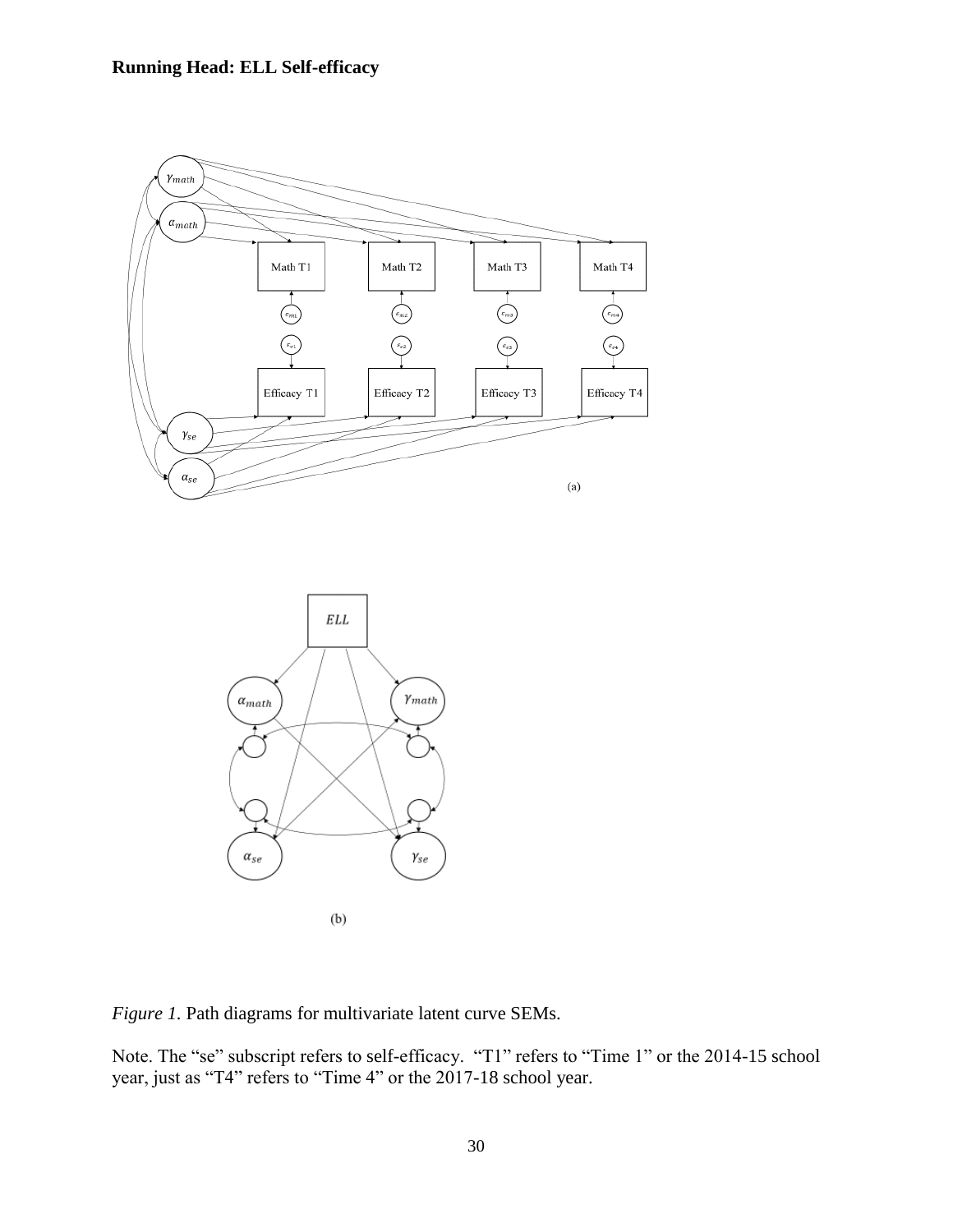*Figure 1.* Path diagrams for multivariate latent curve SEMs.

Note. The "se" subscript refers to self-efficacy. "T1" refers to "Time 1" or the 2014-15 school year, just as "T4" refers to "Time 4" or the 2017-18 school year.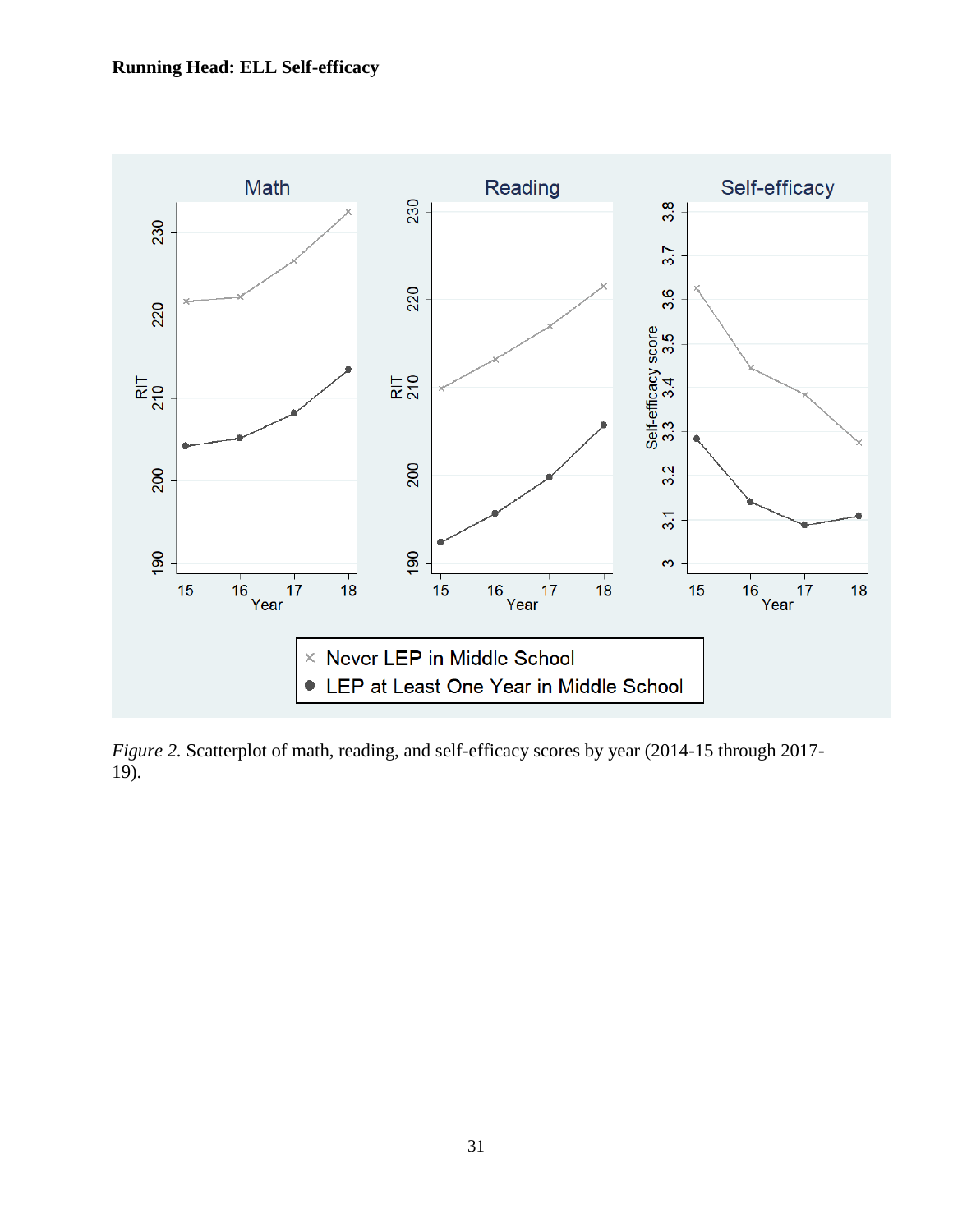*Figure 2.* Scatterplot of math, reading, and self-efficacy scores by year (2014-15 through 2017-19).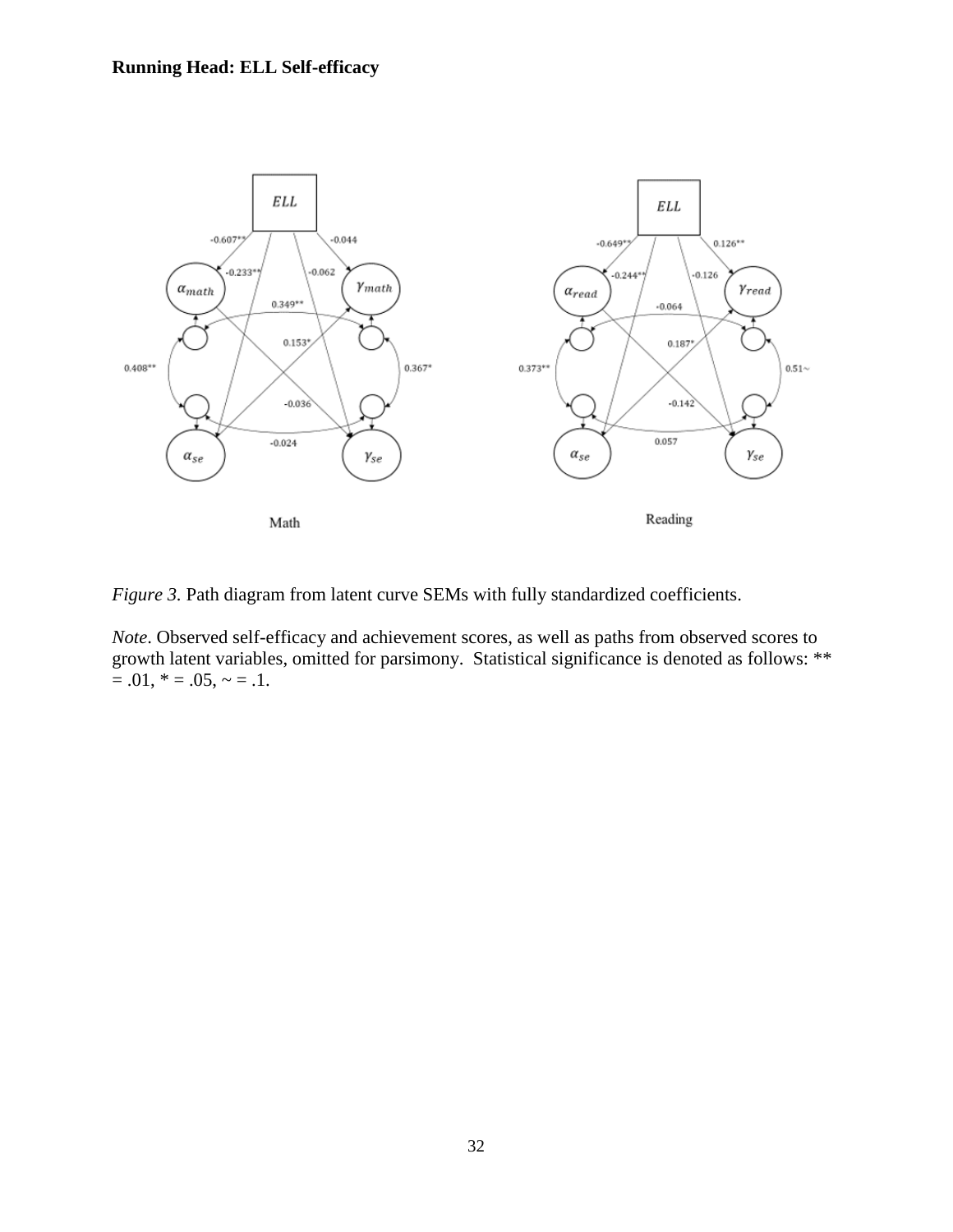*Figure 3.* Path diagram from latent curve SEMs with fully standardized coefficients.

*Note*. Observed self-efficacy and achievement scores, as well as paths from observed scores to growth latent variables, omitted for parsimony. Statistical significance is denoted as follows: ** = .01, * = .05, ~ = .1.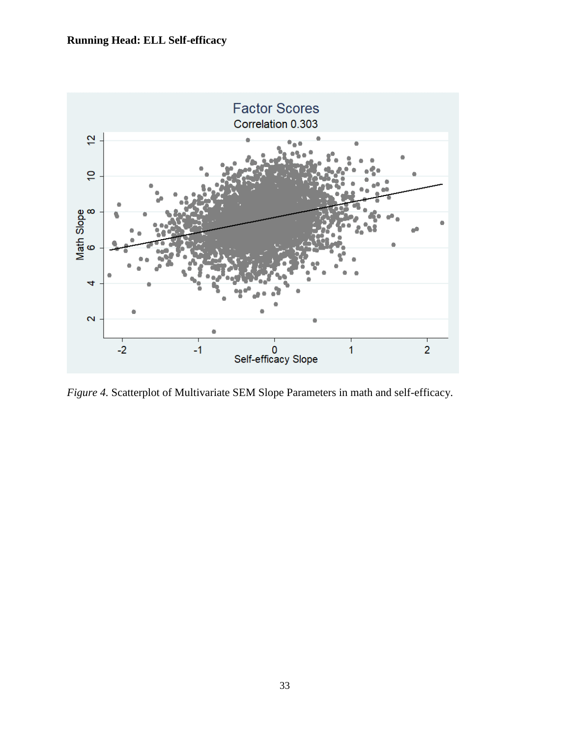*Figure 4.* Scatterplot of Multivariate SEM Slope Parameters in math and self-efficacy.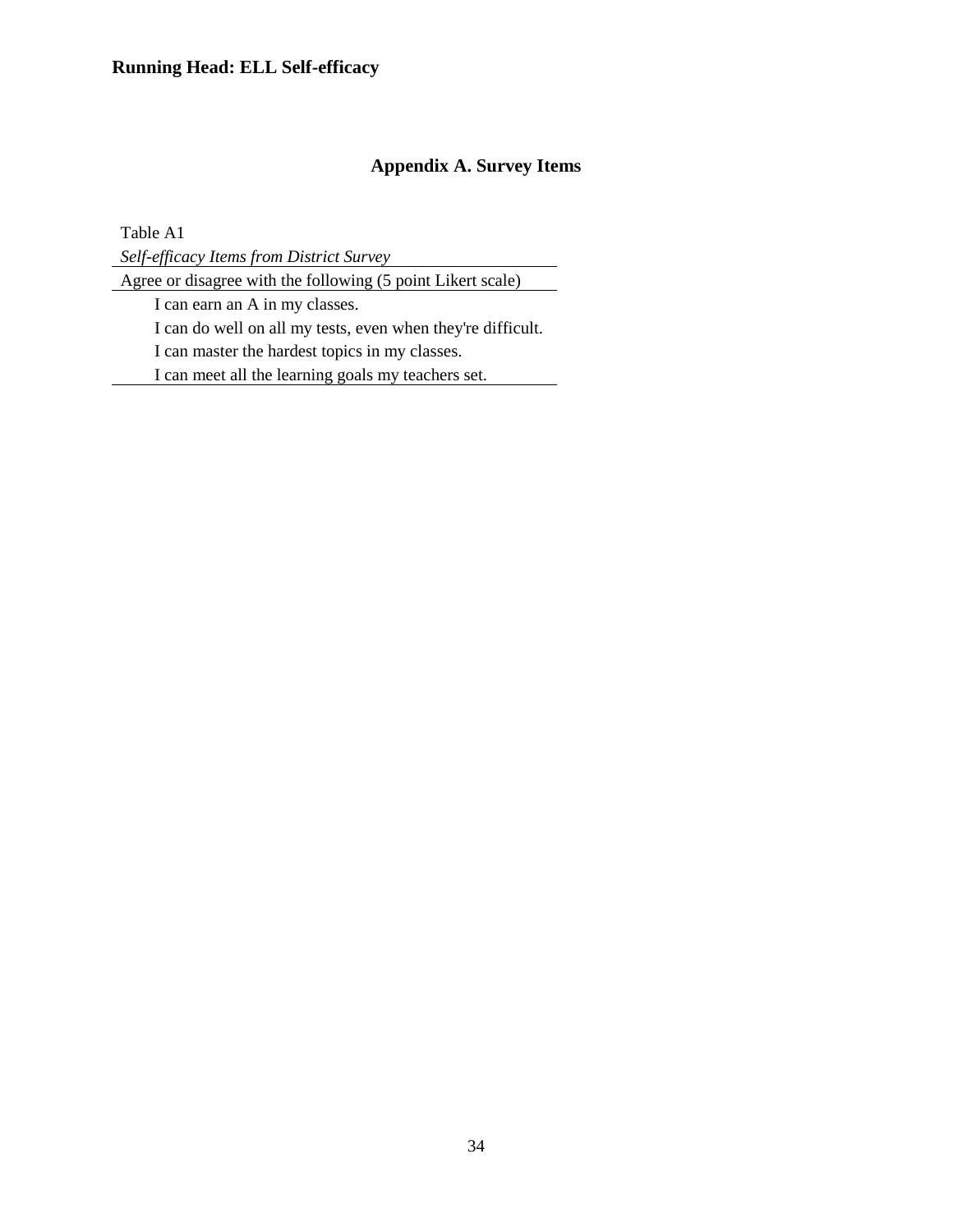## Appendix A. Survey Items

Table A1

*Self-efficacy Items from District Survey*

| Agree or disagree with the following (5 point Likert scale) |
| --- |
| I can earn an A in my classes. |
| I can do well on all my tests, even when they're difficult. |
| I can master the hardest topics in my classes. |
| I can meet all the learning goals my teachers set. |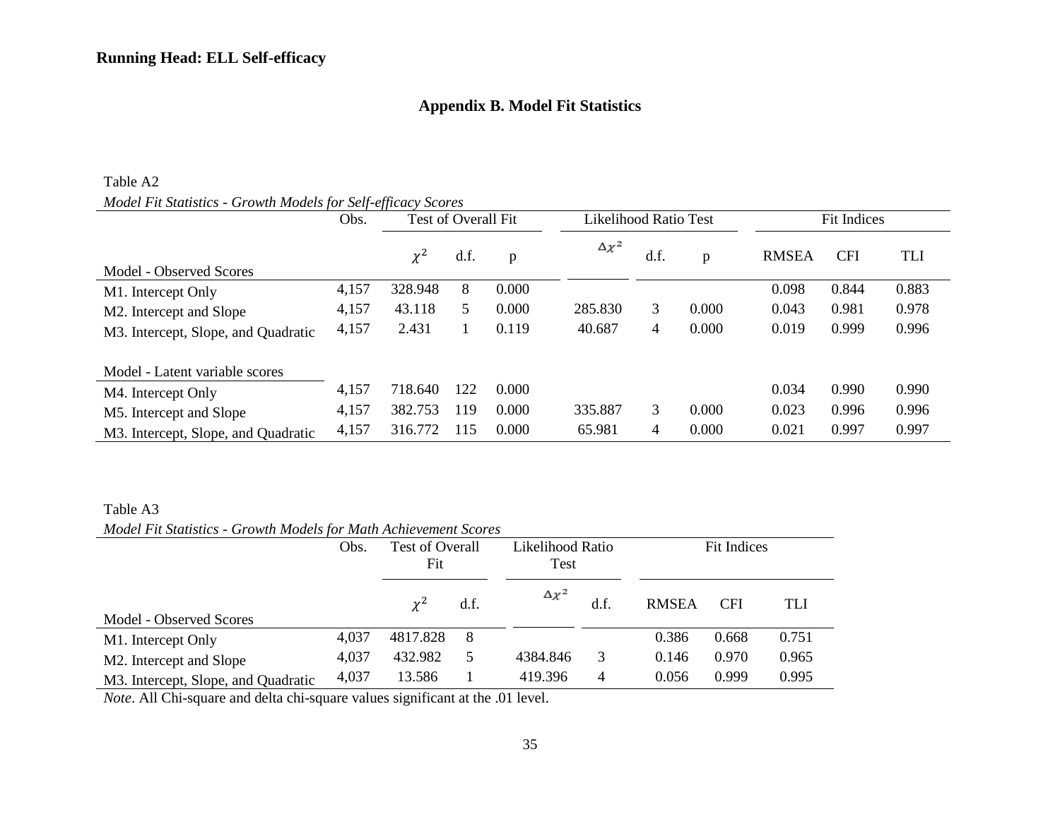## Appendix B. Model Fit Statistics

Table A2

*Model Fit Statistics - Growth Models for Self-efficacy Scores*

| | Obs. | Test of Overall Fit | | | Likelihood Ratio Test | | | Fit Indices | | |
|---|---|---|---|---|---|---|---|---|---|---|
| Model - Observed Scores | | $\chi^2$ | d.f. | p | $\Delta\chi^2$ | d.f. | p | RMSEA | CFI | TLI |
| M1. Intercept Only | 4,157 | 328.948 | 8 | 0.000 | | | | 0.098 | 0.844 | 0.883 |
| M2. Intercept and Slope | 4,157 | 43.118 | 5 | 0.000 | 285.830 | 3 | 0.000 | 0.043 | 0.981 | 0.978 |
| M3. Intercept, Slope, and Quadratic | 4,157 | 2.431 | 1 | 0.119 | 40.687 | 4 | 0.000 | 0.019 | 0.999 | 0.996 |
| Model - Latent variable scores | | | | | | | | | | |
| M4. Intercept Only | 4,157 | 718.640 | 122 | 0.000 | | | | 0.034 | 0.990 | 0.990 |
| M5. Intercept and Slope | 4,157 | 382.753 | 119 | 0.000 | 335.887 | 3 | 0.000 | 0.023 | 0.996 | 0.996 |
| M3. Intercept, Slope, and Quadratic | 4,157 | 316.772 | 115 | 0.000 | 65.981 | 4 | 0.000 | 0.021 | 0.997 | 0.997 |

Table A3

*Model Fit Statistics - Growth Models for Math Achievement Scores*

| | Obs. | Test of Overall Fit | | Likelihood Ratio Test | | Fit Indices | | |
|---|---|---|---|---|---|---|---|---|
| Model - Observed Scores | | $\chi^2$ | d.f. | $\Delta\chi^2$ | d.f. | RMSEA | CFI | TLI |
| M1. Intercept Only | 4,037 | 4817.828 | 8 | | | 0.386 | 0.668 | 0.751 |
| M2. Intercept and Slope | 4,037 | 432.982 | 5 | 4384.846 | 3 | 0.146 | 0.970 | 0.965 |
| M3. Intercept, Slope, and Quadratic | 4,037 | 13.586 | 1 | 419.396 | 4 | 0.056 | 0.999 | 0.995 |

*Note*. All Chi-square and delta chi-square values significant at the .01 level.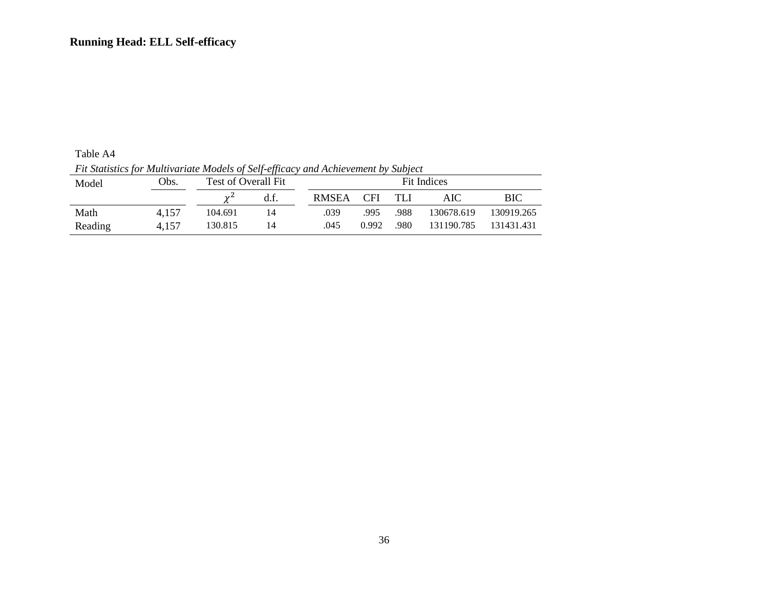Table A4

*Fit Statistics for Multivariate Models of Self-efficacy and Achievement by Subject*

| Model | Obs. | Test of Overall Fit | | Fit Indices | | | | |
|---|---|---|---|---|---|---|---|---|
| | | $\chi^2$ | d.f. | RMSEA | CFI | TLI | AIC | BIC |
| Math | 4,157 | 104.691 | 14 | .039 | .995 | .988 | 130678.619 | 130919.265 |
| Reading | 4,157 | 130.815 | 14 | .045 | 0.992 | .980 | 131190.785 | 131431.431 |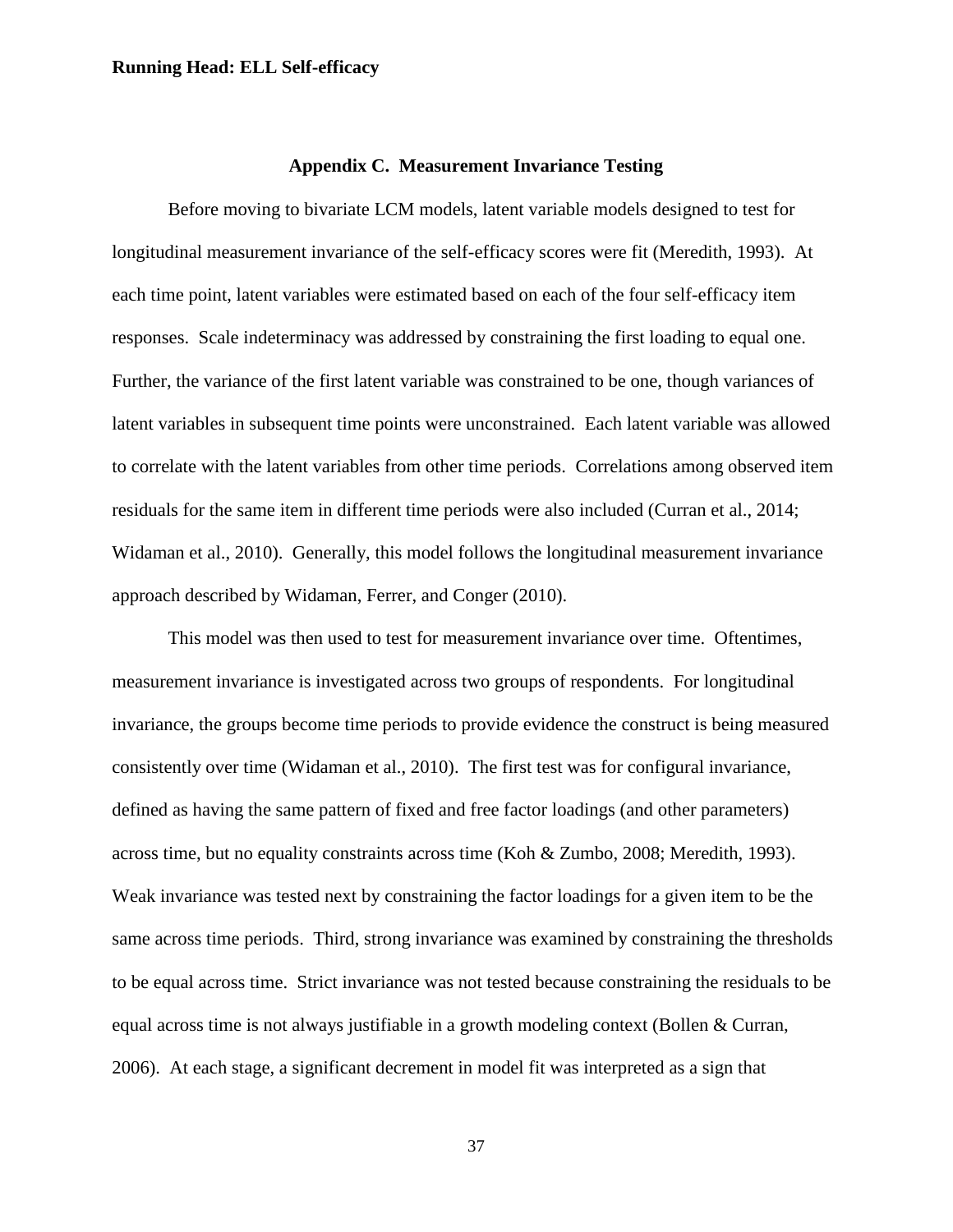## Appendix C. Measurement Invariance Testing

Before moving to bivariate LCM models, latent variable models designed to test for longitudinal measurement invariance of the self-efficacy scores were fit (Meredith, 1993). At each time point, latent variables were estimated based on each of the four self-efficacy item responses. Scale indeterminacy was addressed by constraining the first loading to equal one. Further, the variance of the first latent variable was constrained to be one, though variances of latent variables in subsequent time points were unconstrained. Each latent variable was allowed to correlate with the latent variables from other time periods. Correlations among observed item residuals for the same item in different time periods were also included (Curran et al., 2014; Widaman et al., 2010). Generally, this model follows the longitudinal measurement invariance approach described by Widaman, Ferrer, and Conger (2010).

This model was then used to test for measurement invariance over time. Oftentimes, measurement invariance is investigated across two groups of respondents. For longitudinal invariance, the groups become time periods to provide evidence the construct is being measured consistently over time (Widaman et al., 2010). The first test was for configural invariance, defined as having the same pattern of fixed and free factor loadings (and other parameters) across time, but no equality constraints across time (Koh & Zumbo, 2008; Meredith, 1993). Weak invariance was tested next by constraining the factor loadings for a given item to be the same across time periods. Third, strong invariance was examined by constraining the thresholds to be equal across time. Strict invariance was not tested because constraining the residuals to be equal across time is not always justifiable in a growth modeling context (Bollen & Curran, 2006). At each stage, a significant decrement in model fit was interpreted as a sign that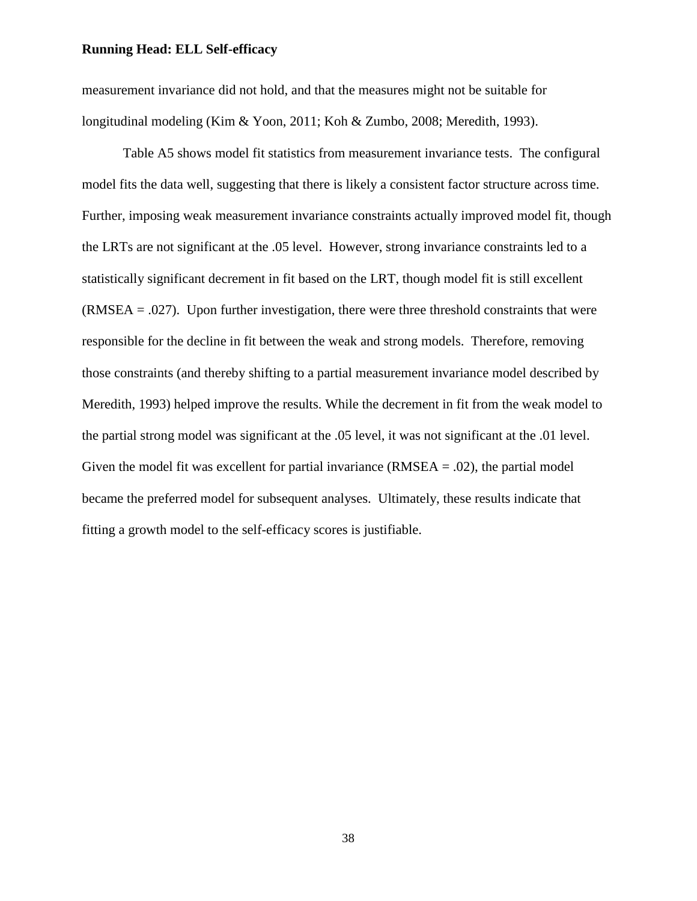measurement invariance did not hold, and that the measures might not be suitable for longitudinal modeling (Kim & Yoon, 2011; Koh & Zumbo, 2008; Meredith, 1993).

Table A5 shows model fit statistics from measurement invariance tests. The configural model fits the data well, suggesting that there is likely a consistent factor structure across time. Further, imposing weak measurement invariance constraints actually improved model fit, though the LRTs are not significant at the .05 level. However, strong invariance constraints led to a statistically significant decrement in fit based on the LRT, though model fit is still excellent (RMSEA = .027). Upon further investigation, there were three threshold constraints that were responsible for the decline in fit between the weak and strong models. Therefore, removing those constraints (and thereby shifting to a partial measurement invariance model described by Meredith, 1993) helped improve the results. While the decrement in fit from the weak model to the partial strong model was significant at the .05 level, it was not significant at the .01 level. Given the model fit was excellent for partial invariance (RMSEA = .02), the partial model became the preferred model for subsequent analyses. Ultimately, these results indicate that fitting a growth model to the self-efficacy scores is justifiable.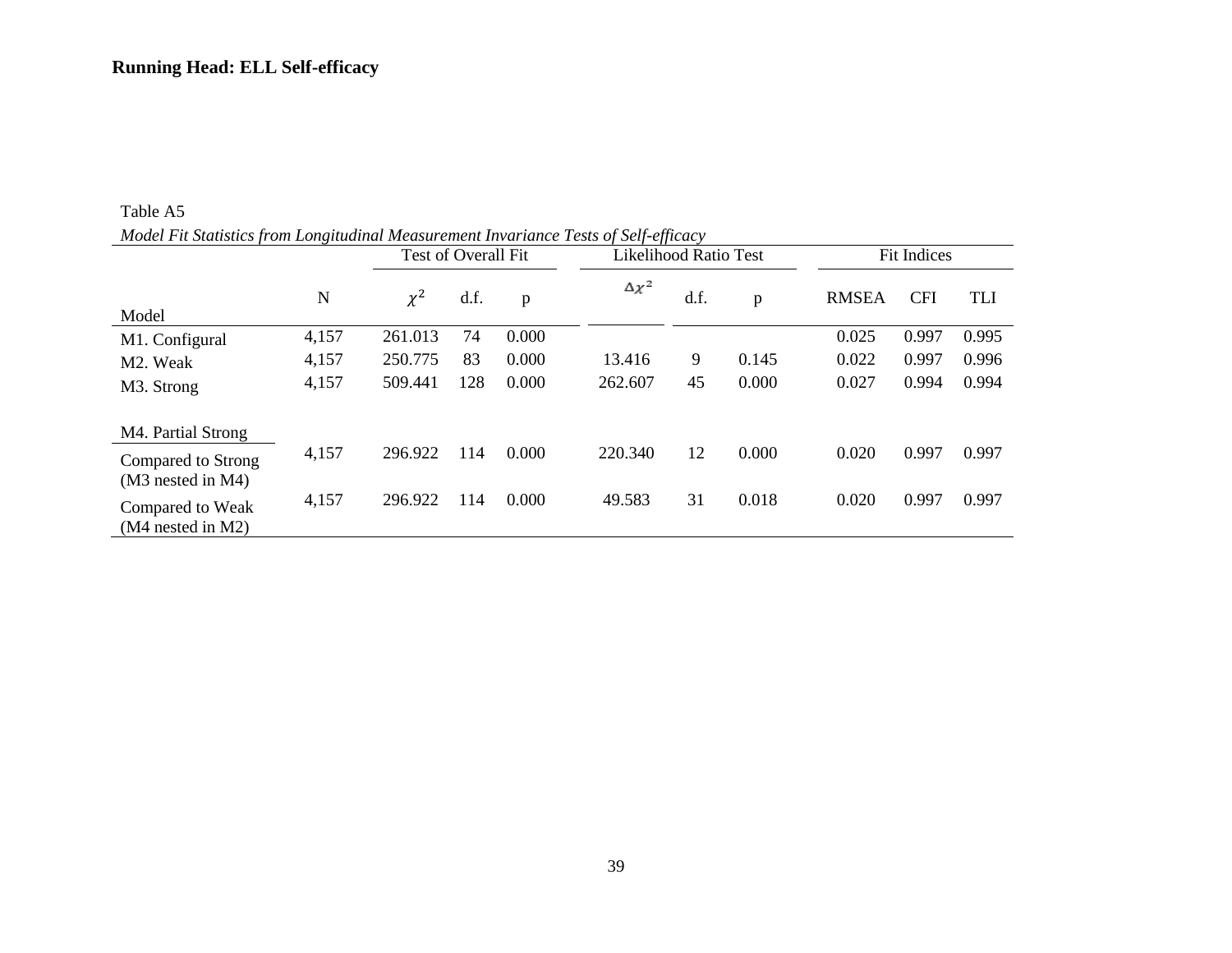Table A5

*Model Fit Statistics from Longitudinal Measurement Invariance Tests of Self-efficacy*

| Model | N | Test of Overall Fit | | | Likelihood Ratio Test | | | Fit Indices | | |
|---|---|---|---|---|---|---|---|---|---|---|
| | | $\chi^2$ | d.f. | p | $\Delta\chi^2$ | d.f. | p | RMSEA | CFI | TLI |
| M1. Configural | 4,157 | 261.013 | 74 | 0.000 | | | | 0.025 | 0.997 | 0.995 |
| M2. Weak | 4,157 | 250.775 | 83 | 0.000 | 13.416 | 9 | 0.145 | 0.022 | 0.997 | 0.996 |
| M3. Strong | 4,157 | 509.441 | 128 | 0.000 | 262.607 | 45 | 0.000 | 0.027 | 0.994 | 0.994 |
| M4. Partial Strong | | | | | | | | | | |
| Compared to Strong (M3 nested in M4) | 4,157 | 296.922 | 114 | 0.000 | 220.340 | 12 | 0.000 | 0.020 | 0.997 | 0.997 |
| Compared to Weak (M4 nested in M2) | 4,157 | 296.922 | 114 | 0.000 | 49.583 | 31 | 0.018 | 0.020 | 0.997 | 0.997 |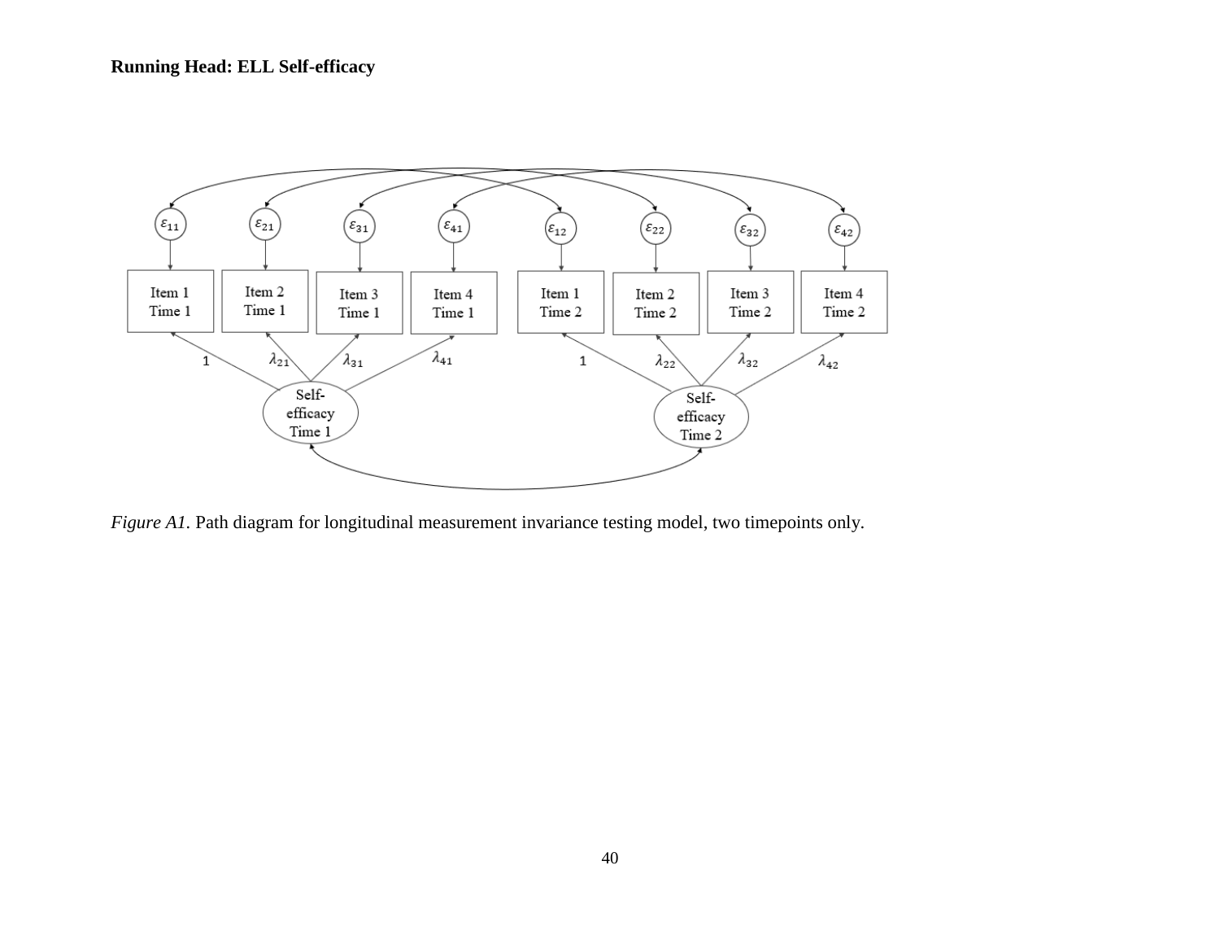*Figure A1*. Path diagram for longitudinal measurement invariance testing model, two timepoints only.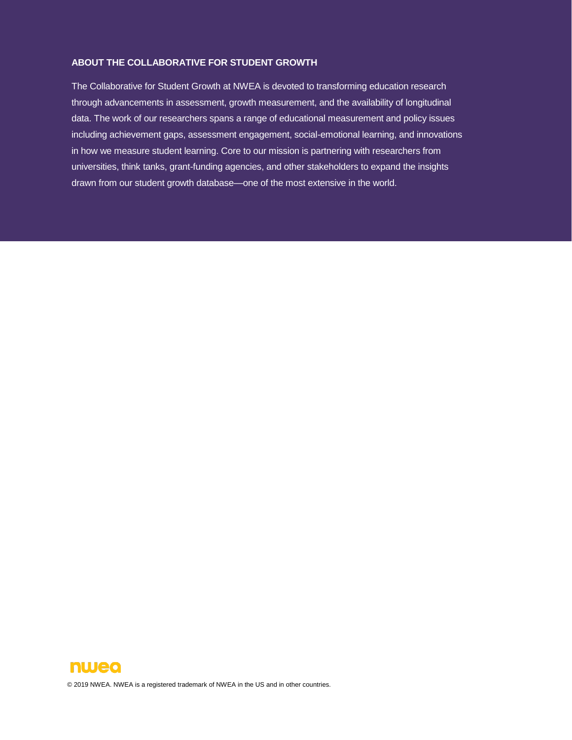## ABOUT THE COLLABORATIVE FOR STUDENT GROWTH

The Collaborative for Student Growth at NWEA is devoted to transforming education research through advancements in assessment, growth measurement, and the availability of longitudinal data. The work of our researchers spans a range of educational measurement and policy issues including achievement gaps, assessment engagement, social-emotional learning, and innovations in how we measure student learning. Core to our mission is partnering with researchers from universities, think tanks, grant-funding agencies, and other stakeholders to expand the insights drawn from our student growth database—one of the most extensive in the world.

nwea

© 2019 NWEA. NWEA is a registered trademark of NWEA in the US and in other countries.